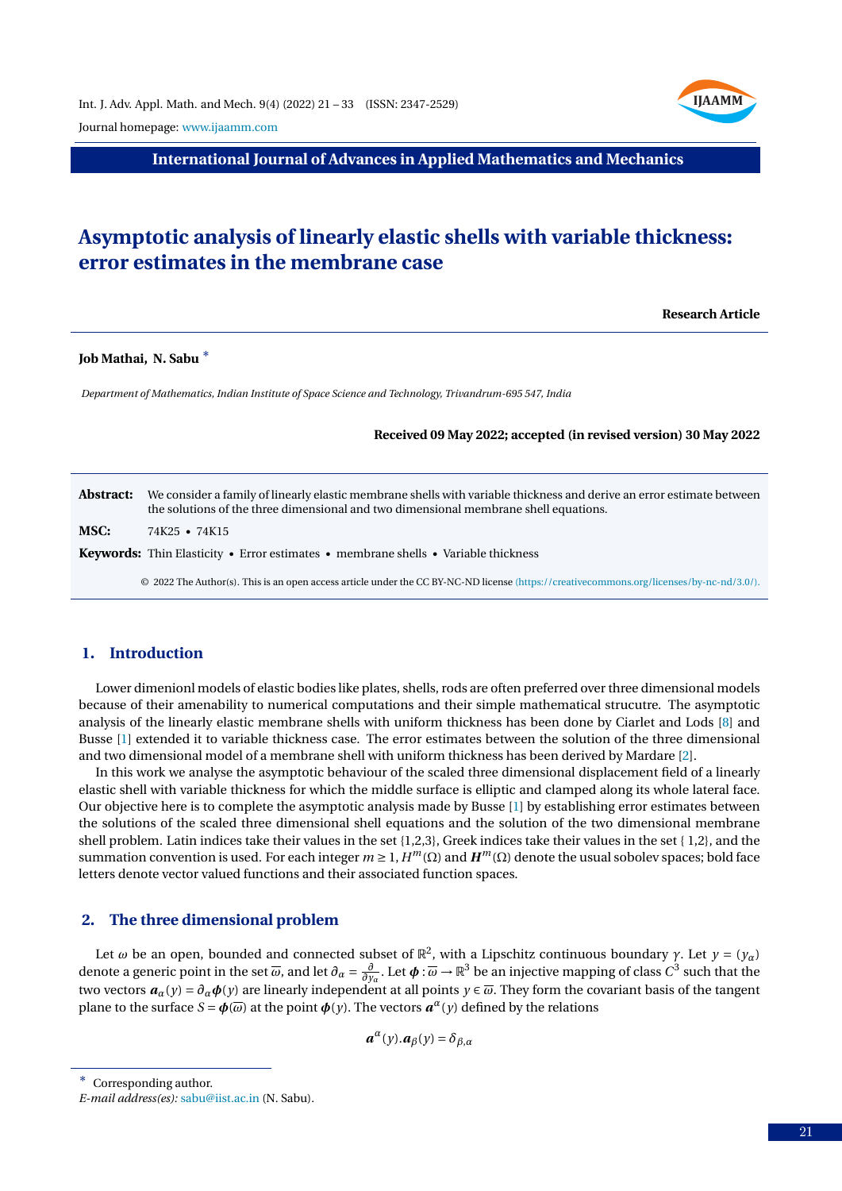# Asymptotic analysis of linearly elastic shells with variable thickness: error estimates in the membrane case

**Research Article**

**Job Mathai, N. Sabu** *

*Department of Mathematics, Indian Institute of Space Science and Technology, Trivandrum-695 547, India*

**Received 09 May 2022; accepted (in revised version) 30 May 2022**

**Abstract:** We consider a family of linearly elastic membrane shells with variable thickness and derive an error estimate between the solutions of the three dimensional and two dimensional membrane shell equations.

**MSC:** 74K25 • 74K15

**Keywords:** Thin Elasticity • Error estimates • membrane shells • Variable thickness

© 2022 The Author(s). This is an open access article under the CC BY-NC-ND license (https://creativecommons.org/licenses/by-nc-nd/3.0/).

## 1. Introduction

Lower dimenionl models of elastic bodies like plates, shells, rods are often preferred over three dimensional models because of their amenability to numerical computations and their simple mathematical strucutre. The asymptotic analysis of the linearly elastic membrane shells with uniform thickness has been done by Ciarlet and Lods [8] and Busse [1] extended it to variable thickness case. The error estimates between the solution of the three dimensional and two dimensional model of a membrane shell with uniform thickness has been derived by Mardare [2].

In this work we analyse the asymptotic behaviour of the scaled three dimensional displacement field of a linearly elastic shell with variable thickness for which the middle surface is elliptic and clamped along its whole lateral face. Our objective here is to complete the asymptotic analysis made by Busse [1] by establishing error estimates between the solutions of the scaled three dimensional shell equations and the solution of the two dimensional membrane shell problem. Latin indices take their values in the set {1,2,3}, Greek indices take their values in the set { 1,2}, and the summation convention is used. For each integer $m \geq 1$, $H^m(\Omega)$ and $\boldsymbol{H}^m(\Omega)$ denote the usual sobolev spaces; bold face letters denote vector valued functions and their associated function spaces.

## 2. The three dimensional problem

Let $\omega$ be an open, bounded and connected subset of $\mathbb{R}^2$, with a Lipschitz continuous boundary $\gamma$. Let $y = (y_\alpha)$ denote a generic point in the set $\overline{\omega}$, and let $\partial_\alpha = \frac{\partial}{\partial y_\alpha}$. Let $\boldsymbol{\phi} : \overline{\omega} \to \mathbb{R}^3$ be an injective mapping of class $C^3$ such that the two vectors $\boldsymbol{a}_\alpha(y) = \partial_\alpha \boldsymbol{\phi}(y)$ are linearly independent at all points $y \in \overline{\omega}$. They form the covariant basis of the tangent plane to the surface $S = \boldsymbol{\phi}(\overline{\omega})$ at the point $\boldsymbol{\phi}(y)$. The vectors $\boldsymbol{a}^\alpha(y)$ defined by the relations

$$\boldsymbol{a}^\alpha(y).\boldsymbol{a}_\beta(y) = \delta_{\beta,\alpha}$$

---

* Corresponding author.
*E-mail address(es):* sabu@iist.ac.in (N. Sabu).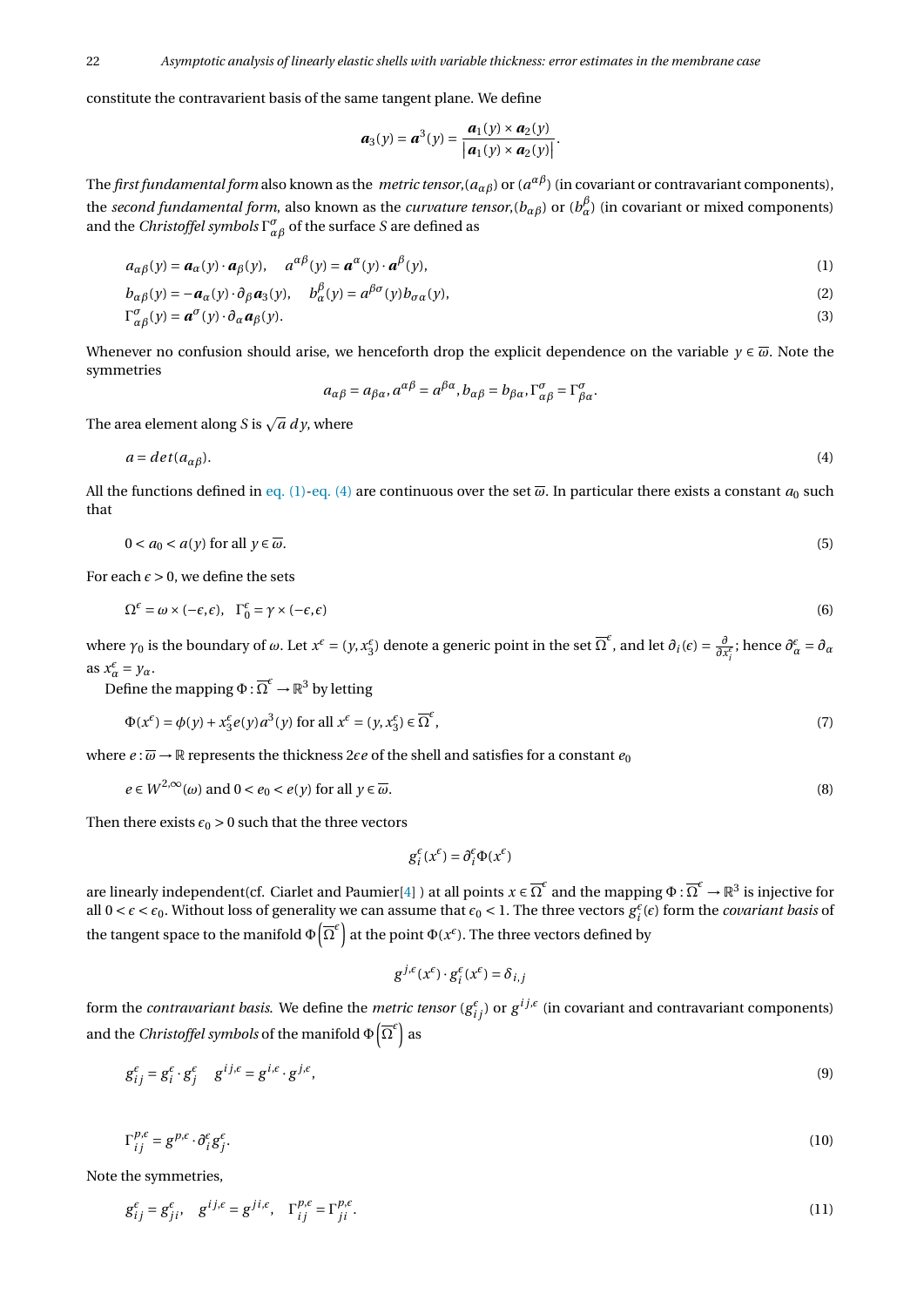constitute the contravarient basis of the same tangent plane. We define

$$\boldsymbol{a}_3(y) = \boldsymbol{a}^3(y) = \frac{\boldsymbol{a}_1(y) \times \boldsymbol{a}_2(y)}{|\boldsymbol{a}_1(y) \times \boldsymbol{a}_2(y)|}.$$

The *first fundamental form* also known as the *metric tensor*,$(a_{\alpha\beta})$ or $(a^{\alpha\beta})$ (in covariant or contravariant components), the *second fundamental form*, also known as the *curvature tensor*,$(b_{\alpha\beta})$ or $(b_\alpha^\beta)$ (in covariant or mixed components) and the *Christoffel symbols* $\Gamma^\sigma_{\alpha\beta}$ of the surface $S$ are defined as

$$a_{\alpha\beta}(y) = \boldsymbol{a}_\alpha(y) \cdot \boldsymbol{a}_\beta(y), \quad a^{\alpha\beta}(y) = \boldsymbol{a}^\alpha(y) \cdot \boldsymbol{a}^\beta(y), \tag{1}$$

$$b_{\alpha\beta}(y) = -\boldsymbol{a}_\alpha(y) \cdot \partial_\beta \boldsymbol{a}_3(y), \quad b_\alpha^\beta(y) = a^{\beta\sigma}(y) b_{\sigma\alpha}(y), \tag{2}$$

$$\Gamma^\sigma_{\alpha\beta}(y) = \boldsymbol{a}^\sigma(y) \cdot \partial_\alpha \boldsymbol{a}_\beta(y). \tag{3}$$

Whenever no confusion should arise, we henceforth drop the explicit dependence on the variable $y \in \overline{\omega}$. Note the symmetries

$$a_{\alpha\beta} = a_{\beta\alpha}, a^{\alpha\beta} = a^{\beta\alpha}, b_{\alpha\beta} = b_{\beta\alpha}, \Gamma^\sigma_{\alpha\beta} = \Gamma^\sigma_{\beta\alpha}.$$

The area element along $S$ is $\sqrt{a}\, dy$, where

$$a = det(a_{\alpha\beta}). \tag{4}$$

All the functions defined in eq. (1)-eq. (4) are continuous over the set $\overline{\omega}$. In particular there exists a constant $a_0$ such that

$$0 < a_0 < a(y) \text{ for all } y \in \overline{\omega}. \tag{5}$$

For each $\epsilon > 0$, we define the sets

$$\Omega^\epsilon = \omega \times (-\epsilon, \epsilon), \quad \Gamma_0^\epsilon = \gamma \times (-\epsilon, \epsilon) \tag{6}$$

where $\gamma_0$ is the boundary of $\omega$. Let $x^\epsilon = (y, x_3^\epsilon)$ denote a generic point in the set $\overline{\Omega}^\epsilon$, and let $\partial_i(\epsilon) = \frac{\partial}{\partial x_i^\epsilon}$; hence $\partial_\alpha^\epsilon = \partial_\alpha$ as $x_\alpha^\epsilon = y_\alpha$.

Define the mapping $\Phi : \overline{\Omega}^\epsilon \to \mathbb{R}^3$ by letting

$$\Phi(x^\epsilon) = \phi(y) + x_3^\epsilon e(y) a^3(y) \text{ for all } x^\epsilon = (y, x_3^\epsilon) \in \overline{\Omega}^\epsilon, \tag{7}$$

where $e : \overline{\omega} \to \mathbb{R}$ represents the thickness $2\epsilon e$ of the shell and satisfies for a constant $e_0$

$$e \in W^{2,\infty}(\omega) \text{ and } 0 < e_0 < e(y) \text{ for all } y \in \overline{\omega}. \tag{8}$$

Then there exists $\epsilon_0 > 0$ such that the three vectors

$$g_i^\epsilon(x^\epsilon) = \partial_i^\epsilon \Phi(x^\epsilon)$$

are linearly independent(cf. Ciarlet and Paumier[4] ) at all points $x \in \overline{\Omega}^\epsilon$ and the mapping $\Phi : \overline{\Omega}^\epsilon \to \mathbb{R}^3$ is injective for all $0 < \epsilon < \epsilon_0$. Without loss of generality we can assume that $\epsilon_0 < 1$. The three vectors $g_i^\epsilon(\epsilon)$ form the *covariant basis* of the tangent space to the manifold $\Phi\left(\overline{\Omega}^\epsilon\right)$ at the point $\Phi(x^\epsilon)$. The three vectors defined by

$$g^{j,\epsilon}(x^\epsilon) \cdot g_i^\epsilon(x^\epsilon) = \delta_{i,j}$$

form the *contravariant basis*. We define the *metric tensor* $(g_{ij}^\epsilon)$ or $g^{ij,\epsilon}$ (in covariant and contravariant components) and the *Christoffel symbols* of the manifold $\Phi\left(\overline{\Omega}^\epsilon\right)$ as

$$g_{ij}^\epsilon = g_i^\epsilon \cdot g_j^\epsilon \quad g^{ij,\epsilon} = g^{i,\epsilon} \cdot g^{j,\epsilon}, \tag{9}$$

$$\Gamma_{ij}^{p,\epsilon} = g^{p,\epsilon} \cdot \partial_i^\epsilon g_j^\epsilon. \tag{10}$$

Note the symmetries,

$$g_{ij}^\epsilon = g_{ji}^\epsilon, \quad g^{ij,\epsilon} = g^{ji,\epsilon}, \quad \Gamma_{ij}^{p,\epsilon} = \Gamma_{ji}^{p,\epsilon}. \tag{11}$$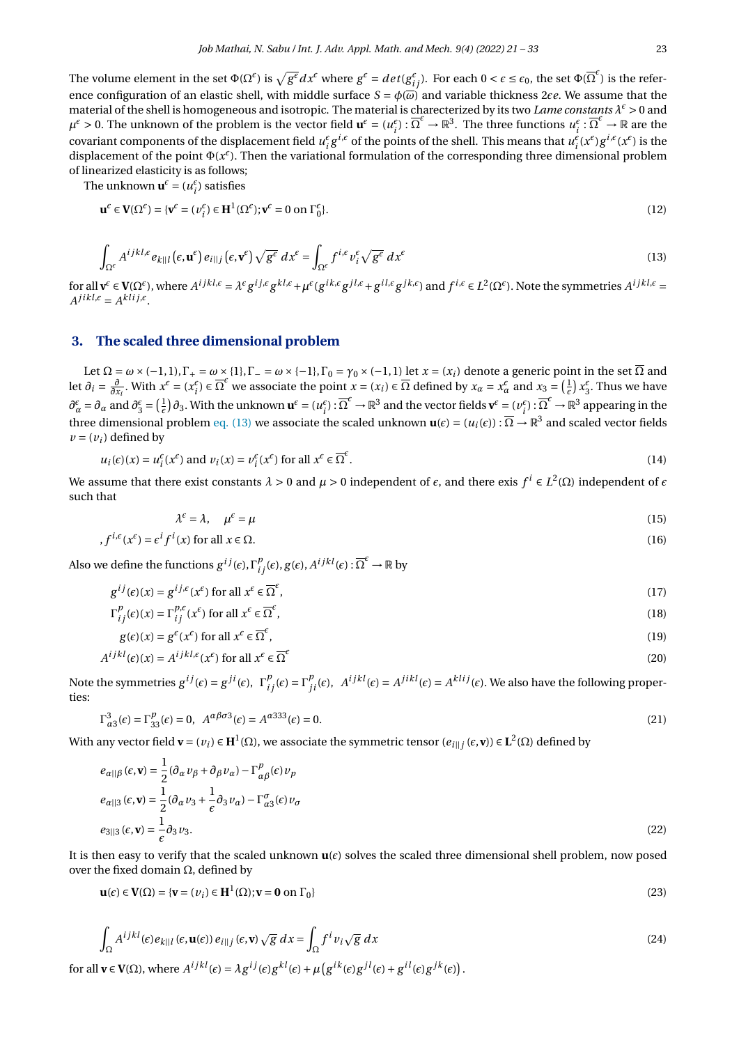The volume element in the set $\Phi(\Omega^\epsilon)$ is $\sqrt{g^\epsilon}dx^\epsilon$ where $g^\epsilon = det(g^\epsilon_{ij})$. For each $0 < \epsilon \leq \epsilon_0$, the set $\Phi(\overline{\Omega}^\epsilon)$ is the reference configuration of an elastic shell, with middle surface $S = \phi(\overline{\omega})$ and variable thickness $2\epsilon e$. We assume that the material of the shell is homogeneous and isotropic. The material is charecterized by its two *Lame constants* $\lambda^\epsilon > 0$ and $\mu^\epsilon > 0$. The unknown of the problem is the vector field $\mathbf{u}^\epsilon = (u^\epsilon_i) : \overline{\Omega}^\epsilon \to \mathbb{R}^3$. The three functions $u^\epsilon_i : \overline{\Omega}^\epsilon \to \mathbb{R}$ are the covariant components of the displacement field $u^\epsilon_i g^{i,\epsilon}$ of the points of the shell. This means that $u^\epsilon_i(x^\epsilon) g^{i,\epsilon}(x^\epsilon)$ is the displacement of the point $\Phi(x^\epsilon)$. Then the variational formulation of the corresponding three dimensional problem of linearized elasticity is as follows;

The unknown $\mathbf{u}^\epsilon = (u^\epsilon_i)$ satisfies

$$\mathbf{u}^\epsilon \in \mathbf{V}(\Omega^\epsilon) = \{\mathbf{v}^\epsilon = (v^\epsilon_i) \in \mathbf{H}^1(\Omega^\epsilon); \mathbf{v}^\epsilon = 0 \text{ on } \Gamma^\epsilon_0\}. \tag{12}$$

$$\int_{\Omega^\epsilon} A^{ijkl,\epsilon} e_{k\|l}\left(\epsilon, \mathbf{u}^\epsilon\right) e_{i\|j}\left(\epsilon, \mathbf{v}^\epsilon\right) \sqrt{g^\epsilon}\, dx^\epsilon = \int_{\Omega^\epsilon} f^{i,\epsilon} v^\epsilon_i \sqrt{g^\epsilon}\, dx^\epsilon \tag{13}$$

for all $\mathbf{v}^\epsilon \in \mathbf{V}(\Omega^\epsilon)$, where $A^{ijkl,\epsilon} = \lambda^\epsilon g^{ij,\epsilon} g^{kl,\epsilon} + \mu^\epsilon (g^{ik,\epsilon} g^{jl,\epsilon} + g^{il,\epsilon} g^{jk,\epsilon})$ and $f^{i,\epsilon} \in L^2(\Omega^\epsilon)$. Note the symmetries $A^{ijkl,\epsilon} = A^{jikl,\epsilon} = A^{klij,\epsilon}$.

## 3. The scaled three dimensional problem

Let $\Omega = \omega \times (-1, 1), \Gamma_+ = \omega \times \{1\}, \Gamma_- = \omega \times \{-1\}, \Gamma_0 = \gamma_0 \times (-1, 1)$ let $x = (x_i)$ denote a generic point in the set $\overline{\Omega}$ and let $\partial_i = \frac{\partial}{\partial x_i}$. With $x^\epsilon = (x^\epsilon_i) \in \overline{\Omega}^\epsilon$ we associate the point $x = (x_i) \in \overline{\Omega}$ defined by $x_\alpha = x^\epsilon_\alpha$ and $x_3 = \left(\frac{1}{\epsilon}\right) x^\epsilon_3$. Thus we have $\partial^\epsilon_\alpha = \partial_\alpha$ and $\partial^\epsilon_3 = \left(\frac{1}{\epsilon}\right)\partial_3$. With the unknown $\mathbf{u}^\epsilon = (u^\epsilon_i) : \overline{\Omega}^\epsilon \to \mathbb{R}^3$ and the vector fields $\mathbf{v}^\epsilon = (v^\epsilon_i) : \overline{\Omega}^\epsilon \to \mathbb{R}^3$ appearing in the three dimensional problem eq. (13) we associate the scaled unknown $\mathbf{u}(\epsilon) = (u_i(\epsilon)) : \overline{\Omega} \to \mathbb{R}^3$ and scaled vector fields $v = (v_i)$ defined by

$$u_i(\epsilon)(x) = u^\epsilon_i(x^\epsilon) \text{ and } v_i(x) = v^\epsilon_i(x^\epsilon) \text{ for all } x^\epsilon \in \overline{\Omega}^\epsilon. \tag{14}$$

We assume that there exist constants $\lambda > 0$ and $\mu > 0$ independent of $\epsilon$, and there exis $f^i \in L^2(\Omega)$ independent of $\epsilon$ such that

$$\lambda^\epsilon = \lambda, \quad \mu^\epsilon = \mu \tag{15}$$

$$, f^{i,\epsilon}(x^\epsilon) = \epsilon^i f^i(x) \text{ for all } x \in \Omega. \tag{16}$$

Also we define the functions $g^{ij}(\epsilon), \Gamma^p_{ij}(\epsilon), g(\epsilon), A^{ijkl}(\epsilon) : \overline{\Omega}^\epsilon \to \mathbb{R}$ by

$$g^{ij}(\epsilon)(x) = g^{ij,\epsilon}(x^\epsilon) \text{ for all } x^\epsilon \in \overline{\Omega}^\epsilon, \tag{17}$$

$$\Gamma^p_{ij}(\epsilon)(x) = \Gamma^{p,\epsilon}_{ij}(x^\epsilon) \text{ for all } x^\epsilon \in \overline{\Omega}^\epsilon, \tag{18}$$

$$g(\epsilon)(x) = g^\epsilon(x^\epsilon) \text{ for all } x^\epsilon \in \overline{\Omega}^\epsilon, \tag{19}$$

$$A^{ijkl}(\epsilon)(x) = A^{ijkl,\epsilon}(x^\epsilon) \text{ for all } x^\epsilon \in \overline{\Omega}^\epsilon \tag{20}$$

Note the symmetries $g^{ij}(\epsilon) = g^{ji}(\epsilon),\ \Gamma^p_{ij}(\epsilon) = \Gamma^p_{ji}(\epsilon),\ A^{ijkl}(\epsilon) = A^{jikl}(\epsilon) = A^{klij}(\epsilon)$. We also have the following properties:

$$\Gamma^3_{\alpha 3}(\epsilon) = \Gamma^p_{33}(\epsilon) = 0, \ \ A^{\alpha\beta\sigma 3}(\epsilon) = A^{\alpha 333}(\epsilon) = 0. \tag{21}$$

With any vector field $\mathbf{v} = (v_i) \in \mathbf{H}^1(\Omega)$, we associate the symmetric tensor $(e_{i\|j}(\epsilon, \mathbf{v})) \in \mathbf{L}^2(\Omega)$ defined by

$$\begin{aligned}
e_{\alpha\|\beta}(\epsilon, \mathbf{v}) &= \frac{1}{2}(\partial_\alpha v_\beta + \partial_\beta v_\alpha) - \Gamma^p_{\alpha\beta}(\epsilon) v_p \\
e_{\alpha\|3}(\epsilon, \mathbf{v}) &= \frac{1}{2}(\partial_\alpha v_3 + \frac{1}{\epsilon}\partial_3 v_\alpha) - \Gamma^\sigma_{\alpha 3}(\epsilon) v_\sigma \\
e_{3\|3}(\epsilon, \mathbf{v}) &= \frac{1}{\epsilon}\partial_3 v_3.
\end{aligned} \tag{22}$$

It is then easy to verify that the scaled unknown $\mathbf{u}(\epsilon)$ solves the scaled three dimensional shell problem, now posed over the fixed domain $\Omega$, defined by

$$\mathbf{u}(\epsilon) \in \mathbf{V}(\Omega) = \{\mathbf{v} = (v_i) \in \mathbf{H}^1(\Omega); \mathbf{v} = \mathbf{0} \text{ on } \Gamma_0\} \tag{23}$$

$$\int_\Omega A^{ijkl}(\epsilon) e_{k\|l}(\epsilon, \mathbf{u}(\epsilon))\, e_{i\|j}(\epsilon, \mathbf{v}) \sqrt{g}\, dx = \int_\Omega f^i v_i \sqrt{g}\, dx \tag{24}$$

for all $\mathbf{v} \in \mathbf{V}(\Omega)$, where $A^{ijkl}(\epsilon) = \lambda g^{ij}(\epsilon) g^{kl}(\epsilon) + \mu\left(g^{ik}(\epsilon) g^{jl}(\epsilon) + g^{il}(\epsilon) g^{jk}(\epsilon)\right)$.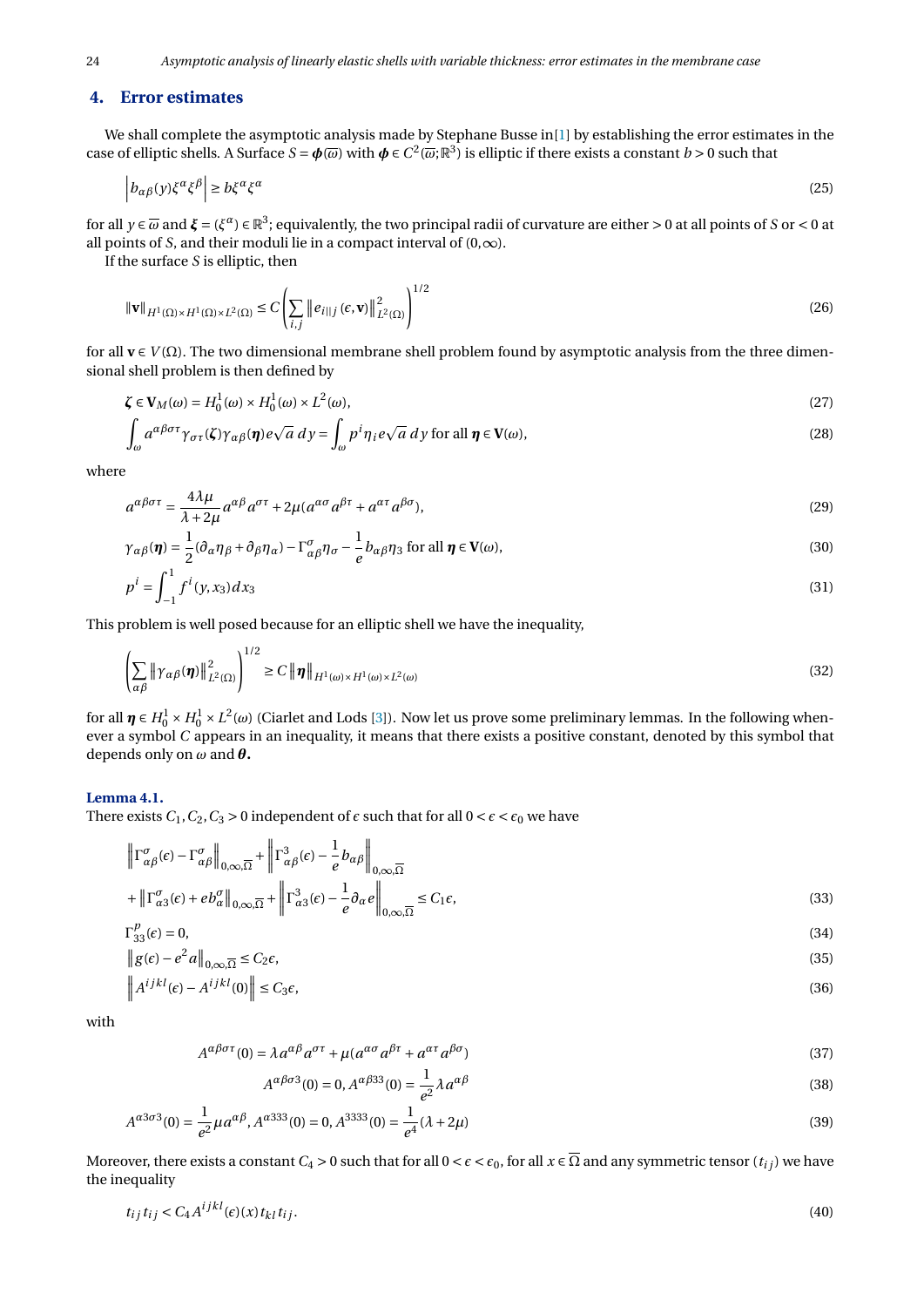## 4. Error estimates

We shall complete the asymptotic analysis made by Stephane Busse in[1] by establishing the error estimates in the case of elliptic shells. A Surface $S = \boldsymbol{\phi}(\overline{\omega})$ with $\boldsymbol{\phi} \in C^2(\overline{\omega};\mathbb{R}^3)$ is elliptic if there exists a constant $b > 0$ such that

$$\left| b_{\alpha\beta}(y)\xi^\alpha \xi^\beta \right| \geq b\xi^\alpha \xi^\alpha \tag{25}$$

for all $y \in \overline{\omega}$ and $\boldsymbol{\xi} = (\xi^\alpha) \in \mathbb{R}^3$; equivalently, the two principal radii of curvature are either $> 0$ at all points of $S$ or $< 0$ at all points of $S$, and their moduli lie in a compact interval of $(0,\infty)$.

If the surface $S$ is elliptic, then

$$\|\mathbf{v}\|_{H^1(\Omega)\times H^1(\Omega)\times L^2(\Omega)} \leq C\left(\sum_{i,j} \left\| e_{i||j}(\epsilon,\mathbf{v})\right\|^2_{L^2(\Omega)}\right)^{1/2} \tag{26}$$

for all $\mathbf{v} \in V(\Omega)$. The two dimensional membrane shell problem found by asymptotic analysis from the three dimensional shell problem is then defined by

$$\boldsymbol{\zeta} \in \mathbf{V}_M(\omega) = H^1_0(\omega) \times H^1_0(\omega) \times L^2(\omega), \tag{27}$$

$$\int_\omega a^{\alpha\beta\sigma\tau}\gamma_{\sigma\tau}(\boldsymbol{\zeta})\gamma_{\alpha\beta}(\boldsymbol{\eta}) e\sqrt{a}\, dy = \int_\omega p^i \eta_i e\sqrt{a}\, dy \text{ for all } \boldsymbol{\eta} \in \mathbf{V}(\omega), \tag{28}$$

where

$$a^{\alpha\beta\sigma\tau} = \frac{4\lambda\mu}{\lambda+2\mu} a^{\alpha\beta}a^{\sigma\tau} + 2\mu(a^{\alpha\sigma}a^{\beta\tau} + a^{\alpha\tau}a^{\beta\sigma}), \tag{29}$$

$$\gamma_{\alpha\beta}(\boldsymbol{\eta}) = \frac{1}{2}(\partial_\alpha \eta_\beta + \partial_\beta \eta_\alpha) - \Gamma^\sigma_{\alpha\beta}\eta_\sigma - \frac{1}{e} b_{\alpha\beta}\eta_3 \text{ for all } \boldsymbol{\eta} \in \mathbf{V}(\omega), \tag{30}$$

$$p^i = \int_{-1}^{1} f^i(y, x_3)\, dx_3 \tag{31}$$

This problem is well posed because for an elliptic shell we have the inequality,

$$\left(\sum_{\alpha\beta} \left\|\gamma_{\alpha\beta}(\boldsymbol{\eta})\right\|^2_{L^2(\Omega)}\right)^{1/2} \geq C\left\|\boldsymbol{\eta}\right\|_{H^1(\omega)\times H^1(\omega)\times L^2(\omega)} \tag{32}$$

for all $\boldsymbol{\eta} \in H^1_0 \times H^1_0 \times L^2(\omega)$ (Ciarlet and Lods [3]). Now let us prove some preliminary lemmas. In the following whenever a symbol $C$ appears in an inequality, it means that there exists a positive constant, denoted by this symbol that depends only on $\omega$ and $\boldsymbol{\theta}$.

**Lemma 4.1.**
There exists $C_1, C_2, C_3 > 0$ independent of $\epsilon$ such that for all $0 < \epsilon < \epsilon_0$ we have

$$\begin{aligned}
&\left\|\Gamma^\sigma_{\alpha\beta}(\epsilon) - \Gamma^\sigma_{\alpha\beta}\right\|_{0,\infty,\overline{\Omega}} + \left\|\Gamma^3_{\alpha\beta}(\epsilon) - \frac{1}{e}b_{\alpha\beta}\right\|_{0,\infty,\overline{\Omega}} \\
&+ \left\|\Gamma^\sigma_{\alpha3}(\epsilon) + e b^\sigma_\alpha\right\|_{0,\infty,\overline{\Omega}} + \left\|\Gamma^3_{\alpha3}(\epsilon) - \frac{1}{e}\partial_\alpha e\right\|_{0,\infty,\overline{\Omega}} \leq C_1\epsilon,
\end{aligned} \tag{33}$$

$$\Gamma^p_{33}(\epsilon) = 0, \tag{34}$$

$$\left\|g(\epsilon) - e^2 a\right\|_{0,\infty,\overline{\Omega}} \leq C_2\epsilon, \tag{35}$$

$$\left\|A^{ijkl}(\epsilon) - A^{ijkl}(0)\right\| \leq C_3\epsilon, \tag{36}$$

with

$$A^{\alpha\beta\sigma\tau}(0) = \lambda a^{\alpha\beta}a^{\sigma\tau} + \mu(a^{\alpha\sigma}a^{\beta\tau} + a^{\alpha\tau}a^{\beta\sigma}) \tag{37}$$

$$A^{\alpha\beta\sigma3}(0) = 0, A^{\alpha\beta33}(0) = \frac{1}{e^2}\lambda a^{\alpha\beta} \tag{38}$$

$$A^{\alpha3\sigma3}(0) = \frac{1}{e^2}\mu a^{\alpha\beta}, A^{\alpha333}(0) = 0, A^{3333}(0) = \frac{1}{e^4}(\lambda+2\mu) \tag{39}$$

Moreover, there exists a constant $C_4 > 0$ such that for all $0 < \epsilon < \epsilon_0$, for all $x \in \overline{\Omega}$ and any symmetric tensor $(t_{ij})$ we have the inequality

$$t_{ij}t_{ij} < C_4 A^{ijkl}(\epsilon)(x)t_{kl}t_{ij}. \tag{40}$$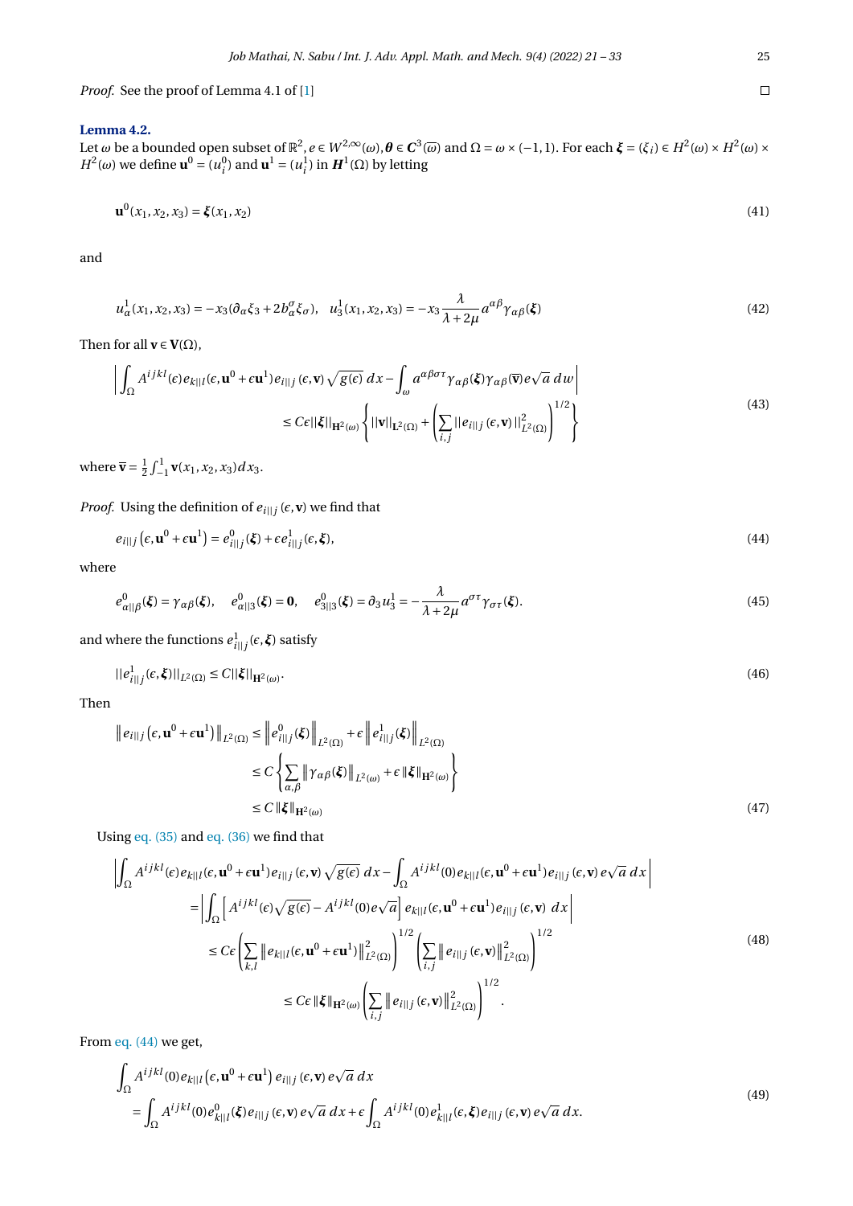*Proof.* See the proof of Lemma 4.1 of [1] □

**Lemma 4.2.**
Let $\omega$ be a bounded open subset of $\mathbb{R}^2$, $e \in W^{2,\infty}(\omega)$, $\boldsymbol{\theta} \in \boldsymbol{C}^3(\overline{\omega})$ and $\Omega = \omega \times (-1,1)$. For each $\boldsymbol{\xi} = (\xi_i) \in H^2(\omega) \times H^2(\omega) \times H^2(\omega)$ we define $\mathbf{u}^0 = (u_i^0)$ and $\mathbf{u}^1 = (u_i^1)$ in $\boldsymbol{H}^1(\Omega)$ by letting

$$
\mathbf{u}^0(x_1,x_2,x_3) = \boldsymbol{\xi}(x_1,x_2) \tag{41}
$$

and

$$
u_\alpha^1(x_1,x_2,x_3) = -x_3(\partial_\alpha \xi_3 + 2b_\alpha^\sigma \xi_\sigma), \quad u_3^1(x_1,x_2,x_3) = -x_3 \frac{\lambda}{\lambda+2\mu} a^{\alpha\beta}\gamma_{\alpha\beta}(\boldsymbol{\xi}) \tag{42}
$$

Then for all $\mathbf{v} \in \mathbf{V}(\Omega)$,

$$
\begin{aligned}
\left| \int_\Omega A^{ijkl}(\epsilon) e_{k\|l}(\epsilon, \mathbf{u}^0 + \epsilon \mathbf{u}^1) e_{i\|j}(\epsilon, \mathbf{v}) \sqrt{g(\epsilon)}\, dx - \int_\omega a^{\alpha\beta\sigma\tau}\gamma_{\alpha\beta}(\boldsymbol{\xi})\gamma_{\alpha\beta}(\overline{\mathbf{v}}) e\sqrt{a}\, dw \right| \\
\leq C\epsilon ||\boldsymbol{\xi}||_{\mathbf{H}^2(\omega)} \left\{ ||\mathbf{v}||_{\mathbf{L}^2(\Omega)} + \left( \sum_{i,j} ||e_{i\|j}(\epsilon, \mathbf{v})||^2_{L^2(\Omega)} \right)^{1/2} \right\}
\end{aligned} \tag{43}
$$

where $\overline{\mathbf{v}} = \frac{1}{2}\int_{-1}^{1} \mathbf{v}(x_1,x_2,x_3)\,dx_3$.

*Proof.* Using the definition of $e_{i\|j}(\epsilon, \mathbf{v})$ we find that

$$
e_{i\|j}\left(\epsilon, \mathbf{u}^0 + \epsilon \mathbf{u}^1\right) = e^0_{i\|j}(\boldsymbol{\xi}) + \epsilon e^1_{i\|j}(\epsilon, \boldsymbol{\xi}), \tag{44}
$$

where

$$
e^0_{\alpha\|\beta}(\boldsymbol{\xi}) = \gamma_{\alpha\beta}(\boldsymbol{\xi}), \quad e^0_{\alpha\|3}(\boldsymbol{\xi}) = \mathbf{0}, \quad e^0_{3\|3}(\boldsymbol{\xi}) = \partial_3 u_3^1 = -\frac{\lambda}{\lambda+2\mu} a^{\sigma\tau}\gamma_{\sigma\tau}(\boldsymbol{\xi}). \tag{45}
$$

and where the functions $e^1_{i\|j}(\epsilon, \boldsymbol{\xi})$ satisfy

$$
||e^1_{i\|j}(\epsilon, \boldsymbol{\xi})||_{L^2(\Omega)} \leq C ||\boldsymbol{\xi}||_{\mathbf{H}^2(\omega)}. \tag{46}
$$

Then

$$
\begin{aligned}
\left\| e_{i\|j}\left(\epsilon, \mathbf{u}^0 + \epsilon \mathbf{u}^1\right) \right\|_{L^2(\Omega)} &\leq \left\| e^0_{i\|j}(\boldsymbol{\xi}) \right\|_{L^2(\Omega)} + \epsilon \left\| e^1_{i\|j}(\boldsymbol{\xi}) \right\|_{L^2(\Omega)} \\
&\leq C \left\{ \sum_{\alpha,\beta} \left\| \gamma_{\alpha\beta}(\boldsymbol{\xi}) \right\|_{L^2(\omega)} + \epsilon \left\| \boldsymbol{\xi} \right\|_{\mathbf{H}^2(\omega)} \right\} \\
&\leq C \left\| \boldsymbol{\xi} \right\|_{\mathbf{H}^2(\omega)}
\end{aligned} \tag{47}
$$

Using eq. (35) and eq. (36) we find that

$$
\begin{aligned}
&\left| \int_\Omega A^{ijkl}(\epsilon) e_{k\|l}(\epsilon, \mathbf{u}^0 + \epsilon \mathbf{u}^1) e_{i\|j}(\epsilon, \mathbf{v}) \sqrt{g(\epsilon)}\, dx - \int_\Omega A^{ijkl}(0) e_{k\|l}(\epsilon, \mathbf{u}^0 + \epsilon \mathbf{u}^1) e_{i\|j}(\epsilon, \mathbf{v})\, e\sqrt{a}\, dx \right| \\
&= \left| \int_\Omega \left[ A^{ijkl}(\epsilon)\sqrt{g(\epsilon)} - A^{ijkl}(0) e\sqrt{a} \right] e_{k\|l}(\epsilon, \mathbf{u}^0 + \epsilon \mathbf{u}^1) e_{i\|j}(\epsilon, \mathbf{v})\ dx \right| \\
&\leq C\epsilon \left( \sum_{k,l} \left\| e_{k\|l}(\epsilon, \mathbf{u}^0 + \epsilon \mathbf{u}^1) \right\|^2_{L^2(\Omega)} \right)^{1/2} \left( \sum_{i,j} \left\| e_{i\|j}(\epsilon, \mathbf{v}) \right\|^2_{L^2(\Omega)} \right)^{1/2} \\
&\leq C\epsilon \left\| \boldsymbol{\xi} \right\|_{\mathbf{H}^2(\omega)} \left( \sum_{i,j} \left\| e_{i\|j}(\epsilon, \mathbf{v}) \right\|^2_{L^2(\Omega)} \right)^{1/2}.
\end{aligned} \tag{48}
$$

From eq. (44) we get,

$$
\begin{aligned}
&\int_\Omega A^{ijkl}(0) e_{k\|l}\left(\epsilon, \mathbf{u}^0 + \epsilon \mathbf{u}^1\right) e_{i\|j}(\epsilon, \mathbf{v})\, e\sqrt{a}\, dx \\
&= \int_\Omega A^{ijkl}(0) e^0_{k\|l}(\boldsymbol{\xi}) e_{i\|j}(\epsilon, \mathbf{v})\, e\sqrt{a}\, dx + \epsilon \int_\Omega A^{ijkl}(0) e^1_{k\|l}(\epsilon, \boldsymbol{\xi}) e_{i\|j}(\epsilon, \mathbf{v})\, e\sqrt{a}\, dx.
\end{aligned} \tag{49}
$$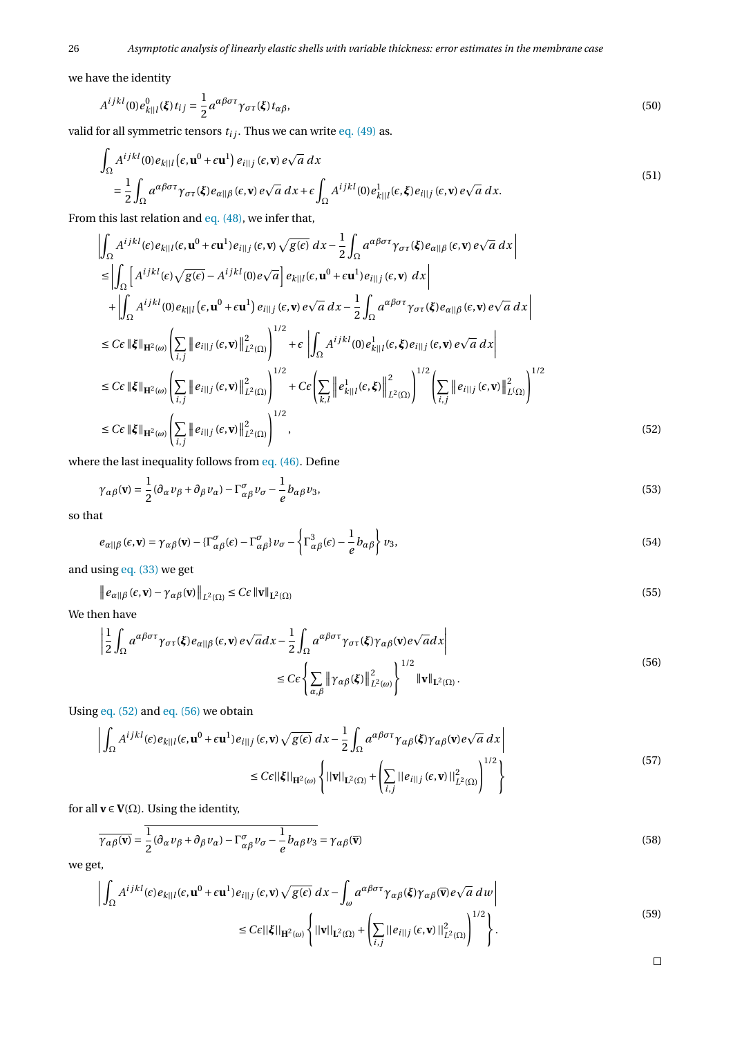we have the identity

$$A^{ijkl}(0)e^0_{k||l}(\boldsymbol{\xi})t_{ij} = \frac{1}{2}a^{\alpha\beta\sigma\tau}\gamma_{\sigma\tau}(\boldsymbol{\xi})t_{\alpha\beta}, \tag{50}$$

valid for all symmetric tensors $t_{ij}$. Thus we can write eq. (49) as.

$$\begin{aligned}
&\int_\Omega A^{ijkl}(0)e_{k||l}\left(\epsilon,\mathbf{u}^0+\epsilon\mathbf{u}^1\right)e_{i||j}(\epsilon,\mathbf{v})\,e\sqrt{a}\,dx \\
&= \frac{1}{2}\int_\Omega a^{\alpha\beta\sigma\tau}\gamma_{\sigma\tau}(\boldsymbol{\xi})e_{\alpha||\beta}(\epsilon,\mathbf{v})\,e\sqrt{a}\,dx + \epsilon\int_\Omega A^{ijkl}(0)e^1_{k||l}(\epsilon,\boldsymbol{\xi})e_{i||j}(\epsilon,\mathbf{v})\,e\sqrt{a}\,dx.
\end{aligned} \tag{51}$$

From this last relation and eq. (48), we infer that,

$$\begin{aligned}
&\left|\int_\Omega A^{ijkl}(\epsilon)e_{k||l}(\epsilon,\mathbf{u}^0+\epsilon\mathbf{u}^1)e_{i||j}(\epsilon,\mathbf{v})\sqrt{g(\epsilon)}\,dx - \frac{1}{2}\int_\Omega a^{\alpha\beta\sigma\tau}\gamma_{\sigma\tau}(\boldsymbol{\xi})e_{\alpha||\beta}(\epsilon,\mathbf{v})\,e\sqrt{a}\,dx\right| \\
&\le \left|\int_\Omega\left[A^{ijkl}(\epsilon)\sqrt{g(\epsilon)} - A^{ijkl}(0)\,e\sqrt{a}\right]e_{k||l}(\epsilon,\mathbf{u}^0+\epsilon\mathbf{u}^1)e_{i||j}(\epsilon,\mathbf{v})\;dx\right| \\
&\quad + \left|\int_\Omega A^{ijkl}(0)e_{k||l}\left(\epsilon,\mathbf{u}^0+\epsilon\mathbf{u}^1\right)e_{i||j}(\epsilon,\mathbf{v})\,e\sqrt{a}\,dx - \frac{1}{2}\int_\Omega a^{\alpha\beta\sigma\tau}\gamma_{\sigma\tau}(\boldsymbol{\xi})e_{\alpha||\beta}(\epsilon,\mathbf{v})\,e\sqrt{a}\,dx\right| \\
&\le C\epsilon\|\boldsymbol{\xi}\|_{\mathbf{H}^2(\omega)}\left(\sum_{i,j}\left\|e_{i||j}(\epsilon,\mathbf{v})\right\|^2_{L^2(\Omega)}\right)^{1/2} + \epsilon\left|\int_\Omega A^{ijkl}(0)e^1_{k||l}(\epsilon,\boldsymbol{\xi})e_{i||j}(\epsilon,\mathbf{v})\,e\sqrt{a}\,dx\right| \\
&\le C\epsilon\|\boldsymbol{\xi}\|_{\mathbf{H}^2(\omega)}\left(\sum_{i,j}\left\|e_{i||j}(\epsilon,\mathbf{v})\right\|^2_{L^2(\Omega)}\right)^{1/2} + C\epsilon\left(\sum_{k,l}\left\|e^1_{k||l}(\epsilon,\boldsymbol{\xi})\right\|^2_{L^2(\Omega)}\right)^{1/2}\left(\sum_{i,j}\left\|e_{i||j}(\epsilon,\mathbf{v})\right\|^2_{L^!(\Omega)}\right)^{1/2} \\
&\le C\epsilon\|\boldsymbol{\xi}\|_{\mathbf{H}^2(\omega)}\left(\sum_{i,j}\left\|e_{i||j}(\epsilon,\mathbf{v})\right\|^2_{L^2(\Omega)}\right)^{1/2},
\end{aligned} \tag{52}$$

where the last inequality follows from eq. (46). Define

$$\gamma_{\alpha\beta}(\mathbf{v}) = \frac{1}{2}(\partial_\alpha v_\beta + \partial_\beta v_\alpha) - \Gamma^\sigma_{\alpha\beta}v_\sigma - \frac{1}{e}b_{\alpha\beta}v_3, \tag{53}$$

so that

$$e_{\alpha||\beta}(\epsilon,\mathbf{v}) = \gamma_{\alpha\beta}(\mathbf{v}) - \{\Gamma^\sigma_{\alpha\beta}(\epsilon) - \Gamma^\sigma_{\alpha\beta}\}v_\sigma - \left\{\Gamma^3_{\alpha\beta}(\epsilon) - \frac{1}{e}b_{\alpha\beta}\right\}v_3, \tag{54}$$

and using eq. (33) we get

$$\left\|e_{\alpha||\beta}(\epsilon,\mathbf{v}) - \gamma_{\alpha\beta}(\mathbf{v})\right\|_{L^2(\Omega)} \le C\epsilon\|\mathbf{v}\|_{\mathbf{L}^2(\Omega)} \tag{55}$$

We then have

$$\begin{aligned}
&\left|\frac{1}{2}\int_\Omega a^{\alpha\beta\sigma\tau}\gamma_{\sigma\tau}(\boldsymbol{\xi})e_{\alpha||\beta}(\epsilon,\mathbf{v})\,e\sqrt{a}dx - \frac{1}{2}\int_\Omega a^{\alpha\beta\sigma\tau}\gamma_{\sigma\tau}(\boldsymbol{\xi})\gamma_{\alpha\beta}(\mathbf{v})e\sqrt{a}dx\right| \\
&\qquad\qquad \le C\epsilon\left\{\sum_{\alpha,\beta}\left\|\gamma_{\alpha\beta}(\boldsymbol{\xi})\right\|^2_{L^2(\omega)}\right\}^{1/2}\|\mathbf{v}\|_{\mathbf{L}^2(\Omega)}.
\end{aligned} \tag{56}$$

Using eq. (52) and eq. (56) we obtain

$$\begin{aligned}
&\left|\int_\Omega A^{ijkl}(\epsilon)e_{k||l}(\epsilon,\mathbf{u}^0+\epsilon\mathbf{u}^1)e_{i||j}(\epsilon,\mathbf{v})\sqrt{g(\epsilon)}\,dx - \frac{1}{2}\int_\Omega a^{\alpha\beta\sigma\tau}\gamma_{\alpha\beta}(\boldsymbol{\xi})\gamma_{\alpha\beta}(\mathbf{v})e\sqrt{a}\,dx\right| \\
&\qquad\qquad \le C\epsilon||\boldsymbol{\xi}||_{\mathbf{H}^2(\omega)}\left\{||\mathbf{v}||_{\mathbf{L}^2(\Omega)} + \left(\sum_{i,j}||e_{i||j}(\epsilon,\mathbf{v})||^2_{L^2(\Omega)}\right)^{1/2}\right\}
\end{aligned} \tag{57}$$

for all $\mathbf{v}\in\mathbf{V}(\Omega)$. Using the identity,

$$\overline{\gamma_{\alpha\beta}(\mathbf{v})} = \overline{\frac{1}{2}(\partial_\alpha v_\beta + \partial_\beta v_\alpha) - \Gamma^\sigma_{\alpha\beta}v_\sigma - \frac{1}{e}b_{\alpha\beta}v_3} = \gamma_{\alpha\beta}(\overline{\mathbf{v}}) \tag{58}$$

we get,

$$\begin{aligned}
&\left|\int_\Omega A^{ijkl}(\epsilon)e_{k||l}(\epsilon,\mathbf{u}^0+\epsilon\mathbf{u}^1)e_{i||j}(\epsilon,\mathbf{v})\sqrt{g(\epsilon)}\,dx - \int_\omega a^{\alpha\beta\sigma\tau}\gamma_{\alpha\beta}(\boldsymbol{\xi})\gamma_{\alpha\beta}(\overline{\mathbf{v}})e\sqrt{a}\,dw\right| \\
&\qquad\qquad \le C\epsilon||\boldsymbol{\xi}||_{\mathbf{H}^2(\omega)}\left\{||\mathbf{v}||_{\mathbf{L}^2(\Omega)} + \left(\sum_{i,j}||e_{i||j}(\epsilon,\mathbf{v})||^2_{L^2(\Omega)}\right)^{1/2}\right\}.
\end{aligned} \tag{59}$$

□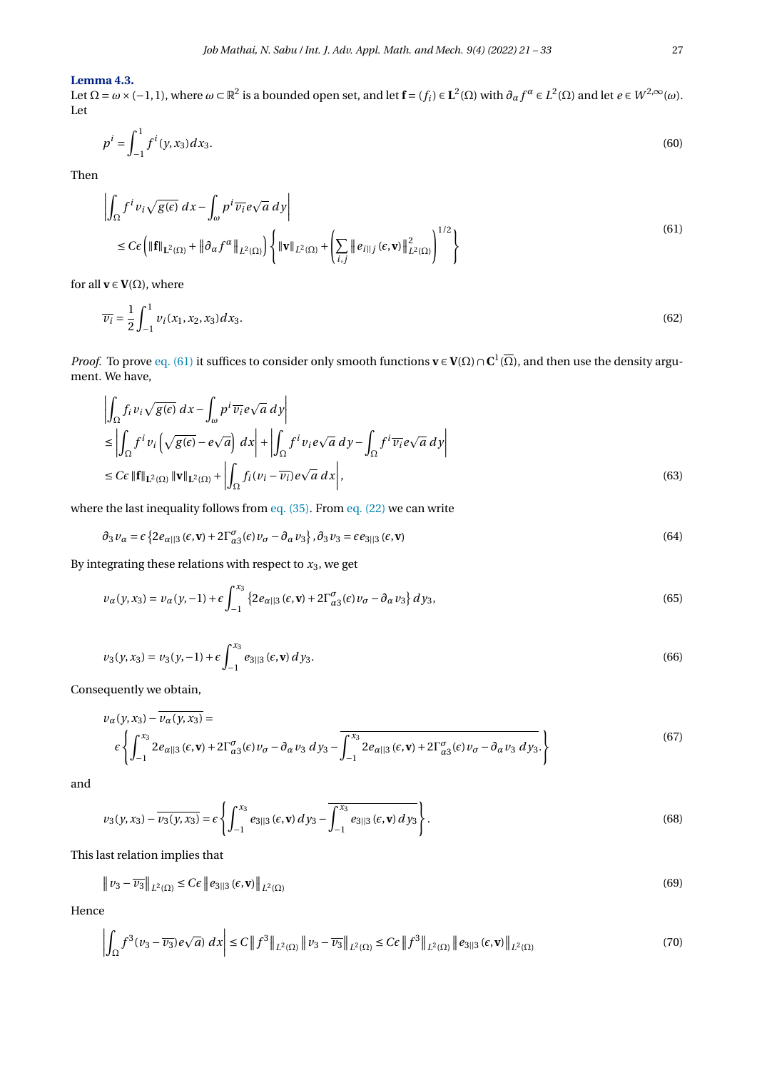**Lemma 4.3.**
Let $\Omega = \omega \times (-1,1)$, where $\omega \subset \mathbb{R}^2$ is a bounded open set, and let $\mathbf{f} = (f_i) \in \mathbf{L}^2(\Omega)$ with $\partial_\alpha f^\alpha \in L^2(\Omega)$ and let $e \in W^{2,\infty}(\omega)$. Let

$$p^i = \int_{-1}^{1} f^i(y, x_3)\, dx_3. \tag{60}$$

Then

$$\begin{aligned} &\left| \int_\Omega f^i v_i \sqrt{g(\epsilon)}\; dx - \int_\omega p^i \overline{v_i} e \sqrt{a}\; dy \right| \\ &\leq C\epsilon \left( \|\mathbf{f}\|_{\mathbf{L}^2(\Omega)} + \left\| \partial_\alpha f^\alpha \right\|_{L^2(\Omega)} \right) \left\{ \|\mathbf{v}\|_{L^2(\Omega)} + \left( \sum_{i,j} \left\| e_{i||j}(\epsilon, \mathbf{v}) \right\|^2_{L^2(\Omega)} \right)^{1/2} \right\} \end{aligned} \tag{61}$$

for all $\mathbf{v} \in \mathbf{V}(\Omega)$, where

$$\overline{v_i} = \frac{1}{2} \int_{-1}^{1} v_i(x_1, x_2, x_3)\, dx_3. \tag{62}$$

*Proof.* To prove eq. (61) it suffices to consider only smooth functions $\mathbf{v} \in \mathbf{V}(\Omega) \cap \mathbf{C}^1(\overline{\Omega})$, and then use the density argument. We have,

$$\begin{aligned} &\left| \int_\Omega f_i v_i \sqrt{g(\epsilon)}\; dx - \int_\omega p^i \overline{v_i} e \sqrt{a}\; dy \right| \\ &\leq \left| \int_\Omega f^i v_i \left( \sqrt{g(\epsilon)} - e\sqrt{a} \right)\; dx \right| + \left| \int_\Omega f^i v_i e \sqrt{a}\; dy - \int_\Omega f^i \overline{v_i} e \sqrt{a}\; dy \right| \\ &\leq C\epsilon \|\mathbf{f}\|_{\mathbf{L}^2(\Omega)} \|\mathbf{v}\|_{\mathbf{L}^2(\Omega)} + \left| \int_\Omega f_i (v_i - \overline{v_i}) e \sqrt{a}\; dx \right|, \end{aligned} \tag{63}$$

where the last inequality follows from eq. (35). From eq. (22) we can write

$$\partial_3 v_\alpha = \epsilon \left\{ 2e_{\alpha||3}(\epsilon, \mathbf{v}) + 2\Gamma^\sigma_{\alpha 3}(\epsilon) v_\sigma - \partial_\alpha v_3 \right\}, \partial_3 v_3 = \epsilon e_{3||3}(\epsilon, \mathbf{v}) \tag{64}$$

By integrating these relations with respect to $x_3$, we get

$$v_\alpha(y, x_3) = v_\alpha(y, -1) + \epsilon \int_{-1}^{x_3} \left\{ 2e_{\alpha||3}(\epsilon, \mathbf{v}) + 2\Gamma^\sigma_{\alpha 3}(\epsilon) v_\sigma - \partial_\alpha v_3 \right\} dy_3, \tag{65}$$

$$v_3(y, x_3) = v_3(y, -1) + \epsilon \int_{-1}^{x_3} e_{3||3}(\epsilon, \mathbf{v})\, dy_3. \tag{66}$$

Consequently we obtain,

$$\begin{aligned} &v_\alpha(y, x_3) - \overline{v_\alpha(y, x_3)} = \\ &\epsilon \left\{ \int_{-1}^{x_3} 2e_{\alpha||3}(\epsilon, \mathbf{v}) + 2\Gamma^\sigma_{\alpha 3}(\epsilon) v_\sigma - \partial_\alpha v_3\; dy_3 - \overline{\int_{-1}^{x_3} 2e_{\alpha||3}(\epsilon, \mathbf{v}) + 2\Gamma^\sigma_{\alpha 3}(\epsilon) v_\sigma - \partial_\alpha v_3\; dy_3}. \right\} \end{aligned} \tag{67}$$

and

$$v_3(y, x_3) - \overline{v_3(y, x_3)} = \epsilon \left\{ \int_{-1}^{x_3} e_{3||3}(\epsilon, \mathbf{v})\, dy_3 - \overline{\int_{-1}^{x_3} e_{3||3}(\epsilon, \mathbf{v})\, dy_3} \right\}. \tag{68}$$

This last relation implies that

$$\left\| v_3 - \overline{v_3} \right\|_{L^2(\Omega)} \leq C\epsilon \left\| e_{3||3}(\epsilon, \mathbf{v}) \right\|_{L^2(\Omega)} \tag{69}$$

Hence

$$\left| \int_\Omega f^3 (v_3 - \overline{v_3}) e \sqrt{a})\; dx \right| \leq C \left\| f^3 \right\|_{L^2(\Omega)} \left\| v_3 - \overline{v_3} \right\|_{L^2(\Omega)} \leq C\epsilon \left\| f^3 \right\|_{L^2(\Omega)} \left\| e_{3||3}(\epsilon, \mathbf{v}) \right\|_{L^2(\Omega)} \tag{70}$$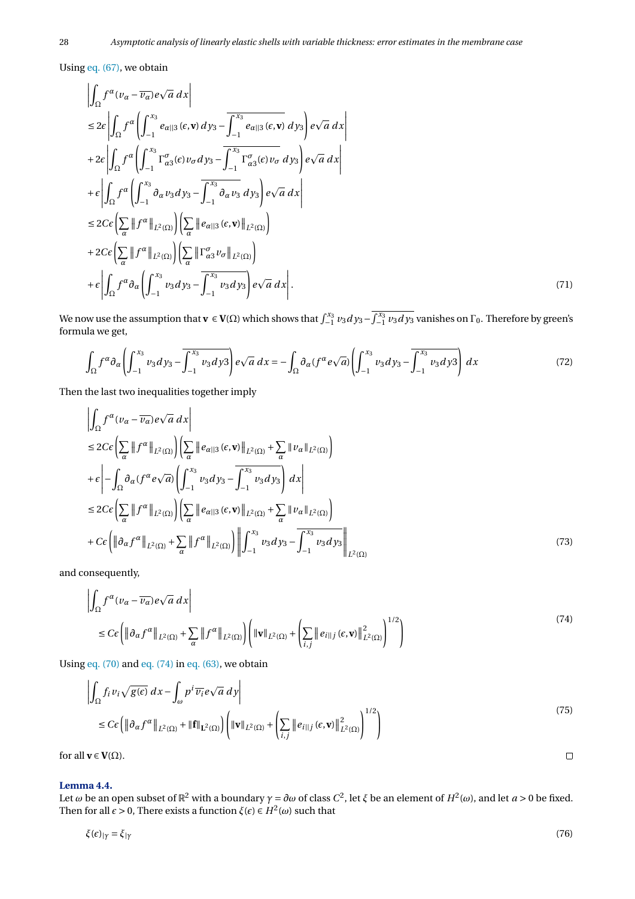Using eq. (67), we obtain

$$
\begin{aligned}
&\left|\int_\Omega f^\alpha (v_\alpha - \overline{v_\alpha}) e\sqrt{a}\, dx\right| \\
&\le 2\epsilon \left|\int_\Omega f^\alpha \left(\int_{-1}^{x_3} e_{\alpha\|3}(\epsilon,\mathbf{v})\, dy_3 - \overline{\int_{-1}^{x_3} e_{\alpha\|3}(\epsilon,\mathbf{v})\, dy_3}\right) e\sqrt{a}\, dx\right| \\
&+ 2\epsilon \left|\int_\Omega f^\alpha \left(\int_{-1}^{x_3} \Gamma^\sigma_{\alpha 3}(\epsilon) v_\sigma\, dy_3 - \overline{\int_{-1}^{x_3} \Gamma^\sigma_{\alpha 3}(\epsilon) v_\sigma\, dy_3}\right) e\sqrt{a}\, dx\right| \\
&+ \epsilon \left|\int_\Omega f^\alpha \left(\int_{-1}^{x_3} \partial_\alpha v_3\, dy_3 - \overline{\int_{-1}^{x_3} \partial_\alpha v_3\, dy_3}\right) e\sqrt{a}\, dx\right| \\
&\le 2C\epsilon \left(\sum_\alpha \left\| f^\alpha \right\|_{L^2(\Omega)}\right)\left(\sum_\alpha \left\| e_{\alpha\|3}(\epsilon,\mathbf{v})\right\|_{L^2(\Omega)}\right) \\
&+ 2C\epsilon \left(\sum_\alpha \left\| f^\alpha \right\|_{L^2(\Omega)}\right)\left(\sum_\alpha \left\| \Gamma^\sigma_{\alpha 3} v_\sigma\right\|_{L^2(\Omega)}\right) \\
&+ \epsilon \left|\int_\Omega f^\alpha \partial_\alpha \left(\int_{-1}^{x_3} v_3\, dy_3 - \overline{\int_{-1}^{x_3} v_3\, dy_3}\right) e\sqrt{a}\, dx\right|.
\end{aligned}
\tag{71}
$$

We now use the assumption that $\mathbf{v} \in \mathbf{V}(\Omega)$ which shows that $\int_{-1}^{x_3} v_3\, dy_3 - \overline{\int_{-1}^{x_3} v_3\, dy_3}$ vanishes on $\Gamma_0$. Therefore by green's formula we get,

$$
\int_\Omega f^\alpha \partial_\alpha \left(\int_{-1}^{x_3} v_3\, dy_3 - \overline{\int_{-1}^{x_3} v_3\, dy3}\right) e\sqrt{a}\, dx = -\int_\Omega \partial_\alpha (f^\alpha e\sqrt{a}) \left(\int_{-1}^{x_3} v_3\, dy_3 - \overline{\int_{-1}^{x_3} v_3\, dy3}\right) dx
\tag{72}
$$

Then the last two inequalities together imply

$$
\begin{aligned}
&\left|\int_\Omega f^\alpha (v_\alpha - \overline{v_\alpha}) e\sqrt{a}\, dx\right| \\
&\le 2C\epsilon \left(\sum_\alpha \left\| f^\alpha \right\|_{L^2(\Omega)}\right)\left(\sum_\alpha \left\| e_{\alpha\|3}(\epsilon,\mathbf{v})\right\|_{L^2(\Omega)} + \sum_\alpha \left\| v_\alpha \right\|_{L^2(\Omega)}\right) \\
&+ \epsilon \left| -\int_\Omega \partial_\alpha (f^\alpha e\sqrt{a}) \left(\int_{-1}^{x_3} v_3\, dy_3 - \overline{\int_{-1}^{x_3} v_3\, dy_3}\right) dx\right| \\
&\le 2C\epsilon \left(\sum_\alpha \left\| f^\alpha \right\|_{L^2(\Omega)}\right)\left(\sum_\alpha \left\| e_{\alpha\|3}(\epsilon,\mathbf{v})\right\|_{L^2(\Omega)} + \sum_\alpha \left\| v_\alpha \right\|_{L^2(\Omega)}\right) \\
&+ C\epsilon \left(\left\| \partial_\alpha f^\alpha \right\|_{L^2(\Omega)} + \sum_\alpha \left\| f^\alpha \right\|_{L^2(\Omega)}\right) \left\| \int_{-1}^{x_3} v_3\, dy_3 - \overline{\int_{-1}^{x_3} v_3\, dy_3}\right\|_{L^2(\Omega)}
\end{aligned}
\tag{73}
$$

and consequently,

$$
\begin{aligned}
&\left|\int_\Omega f^\alpha (v_\alpha - \overline{v_\alpha}) e\sqrt{a}\, dx\right| \\
&\le C\epsilon \left(\left\| \partial_\alpha f^\alpha \right\|_{L^2(\Omega)} + \sum_\alpha \left\| f^\alpha \right\|_{L^2(\Omega)}\right)\left(\|\mathbf{v}\|_{L^2(\Omega)} + \left(\sum_{i,j} \left\| e_{i\|j}(\epsilon,\mathbf{v})\right\|^2_{L^2(\Omega)}\right)^{1/2}\right)
\end{aligned}
\tag{74}
$$

Using eq. (70) and eq. (74) in eq. (63), we obtain

$$
\begin{aligned}
&\left|\int_\Omega f_i v_i \sqrt{g(\epsilon)}\, dx - \int_\omega p^i \overline{v_i} e\sqrt{a}\, dy\right| \\
&\le C\epsilon \left(\left\| \partial_\alpha f^\alpha \right\|_{L^2(\Omega)} + \|\mathbf{f}\|_{\mathbf{L}^2(\Omega)}\right)\left(\|\mathbf{v}\|_{L^2(\Omega)} + \left(\sum_{i,j} \left\| e_{i\|j}(\epsilon,\mathbf{v})\right\|^2_{L^2(\Omega)}\right)^{1/2}\right)
\end{aligned}
\tag{75}
$$

for all $\mathbf{v} \in \mathbf{V}(\Omega)$. □

**Lemma 4.4.**
Let $\omega$ be an open subset of $\mathbb{R}^2$ with a boundary $\gamma = \partial\omega$ of class $C^2$, let $\xi$ be an element of $H^2(\omega)$, and let $a > 0$ be fixed. Then for all $\epsilon > 0$, There exists a function $\xi(\epsilon) \in H^2(\omega)$ such that

$$
\xi(\epsilon)_{|\gamma} = \xi_{|\gamma}
\tag{76}
$$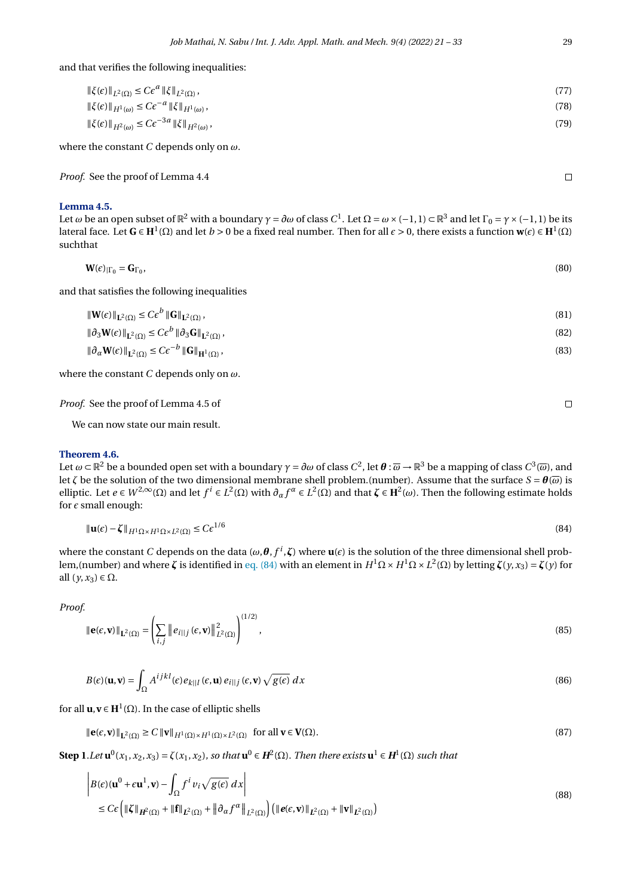and that verifies the following inequalities:

$$\|\xi(\epsilon)\|_{L^2(\Omega)} \leq C\epsilon^{a}\|\xi\|_{L^2(\Omega)}, \tag{77}$$

$$\|\xi(\epsilon)\|_{H^1(\omega)} \leq C\epsilon^{-a}\|\xi\|_{H^1(\omega)}, \tag{78}$$

$$\|\xi(\epsilon)\|_{H^2(\omega)} \leq C\epsilon^{-3a}\|\xi\|_{H^2(\omega)}, \tag{79}$$

where the constant $C$ depends only on $\omega$.

*Proof.* See the proof of Lemma 4.4 ◻

**Lemma 4.5.**
Let $\omega$ be an open subset of $\mathbb{R}^2$ with a boundary $\gamma = \partial\omega$ of class $C^1$. Let $\Omega = \omega \times (-1,1) \subset \mathbb{R}^3$ and let $\Gamma_0 = \gamma \times (-1,1)$ be its lateral face. Let $\mathbf{G} \in \mathbf{H}^1(\Omega)$ and let $b > 0$ be a fixed real number. Then for all $\epsilon > 0$, there exists a function $\mathbf{w}(\epsilon) \in \mathbf{H}^1(\Omega)$ suchthat

$$\mathbf{W}(\epsilon)_{|\Gamma_0} = \mathbf{G}_{\Gamma_0}, \tag{80}$$

and that satisfies the following inequalities

$$\|\mathbf{W}(\epsilon)\|_{\mathbf{L}^2(\Omega)} \leq C\epsilon^{b}\|\mathbf{G}\|_{\mathbf{L}^2(\Omega)}, \tag{81}$$

$$\|\partial_3\mathbf{W}(\epsilon)\|_{\mathbf{L}^2(\Omega)} \leq C\epsilon^{b}\|\partial_3\mathbf{G}\|_{\mathbf{L}^2(\Omega)}, \tag{82}$$

$$\|\partial_\alpha\mathbf{W}(\epsilon)\|_{\mathbf{L}^2(\Omega)} \leq C\epsilon^{-b}\|\mathbf{G}\|_{\mathbf{H}^1(\Omega)}, \tag{83}$$

where the constant $C$ depends only on $\omega$.

*Proof.* See the proof of Lemma 4.5 of ◻

We can now state our main result.

**Theorem 4.6.**
Let $\omega \subset \mathbb{R}^2$ be a bounded open set with a boundary $\gamma = \partial\omega$ of class $C^2$, let $\boldsymbol{\theta} : \overline{\omega} \to \mathbb{R}^3$ be a mapping of class $C^3(\overline{\omega})$, and let $\zeta$ be the solution of the two dimensional membrane shell problem.(number). Assume that the surface $S = \boldsymbol{\theta}(\overline{\omega})$ is elliptic. Let $e \in W^{2,\infty}(\Omega)$ and let $f^i \in L^2(\Omega)$ with $\partial_\alpha f^\alpha \in L^2(\Omega)$ and that $\boldsymbol{\zeta} \in \mathbf{H}^2(\omega)$. Then the following estimate holds for $\epsilon$ small enough:

$$\|\mathbf{u}(\epsilon) - \boldsymbol{\zeta}\|_{H^1\Omega \times H^1\Omega \times L^2(\Omega)} \leq C\epsilon^{1/6} \tag{84}$$

where the constant $C$ depends on the data $(\omega, \boldsymbol{\theta}, f^i, \boldsymbol{\zeta})$ where $\mathbf{u}(\epsilon)$ is the solution of the three dimensional shell problem,(number) and where $\boldsymbol{\zeta}$ is identified in eq. (84) with an element in $H^1\Omega \times H^1\Omega \times L^2(\Omega)$ by letting $\boldsymbol{\zeta}(y, x_3) = \boldsymbol{\zeta}(y)$ for all $(y, x_3) \in \Omega$.

*Proof.*

$$\|\mathbf{e}(\epsilon, \mathbf{v})\|_{\mathbf{L}^2(\Omega)} = \left(\sum_{i,j}\left\|e_{i||j}(\epsilon, \mathbf{v})\right\|^2_{L^2(\Omega)}\right)^{(1/2)}, \tag{85}$$

$$B(\epsilon)(\mathbf{u}, \mathbf{v}) = \int_\Omega A^{ijkl}(\epsilon)e_{k||l}(\epsilon, \mathbf{u})\, e_{i||j}(\epsilon, \mathbf{v})\sqrt{g(\epsilon)}\, dx \tag{86}$$

for all $\mathbf{u}, \mathbf{v} \in \mathbf{H}^1(\Omega)$. In the case of elliptic shells

$$\|\mathbf{e}(\epsilon, \mathbf{v})\|_{\mathbf{L}^2(\Omega)} \geq C\|\mathbf{v}\|_{H^1(\Omega)\times H^1(\Omega)\times L^2(\Omega)} \quad \text{for all } \mathbf{v} \in \mathbf{V}(\Omega). \tag{87}$$

**Step 1**.*Let* $\mathbf{u}^0(x_1, x_2, x_3) = \zeta(x_1, x_2)$*, so that* $\mathbf{u}^0 \in \boldsymbol{H}^2(\Omega)$*. Then there exists* $\mathbf{u}^1 \in \boldsymbol{H}^1(\Omega)$ *such that*

$$\begin{aligned}
&\left|B(\epsilon)(\mathbf{u}^0 + \epsilon\mathbf{u}^1, \mathbf{v}) - \int_\Omega f^i v_i\sqrt{g(\epsilon)}\, dx\right| \\
&\quad \leq C\epsilon\left(\|\boldsymbol{\zeta}\|_{\boldsymbol{H}^2(\Omega)} + \|\mathbf{f}\|_{\boldsymbol{L}^2(\Omega)} + \left\|\partial_\alpha f^\alpha\right\|_{L^2(\Omega)}\right)\left(\|\boldsymbol{e}(\epsilon, \mathbf{v})\|_{\boldsymbol{L}^2(\Omega)} + \|\mathbf{v}\|_{\boldsymbol{L}^2(\Omega)}\right)
\end{aligned} \tag{88}$$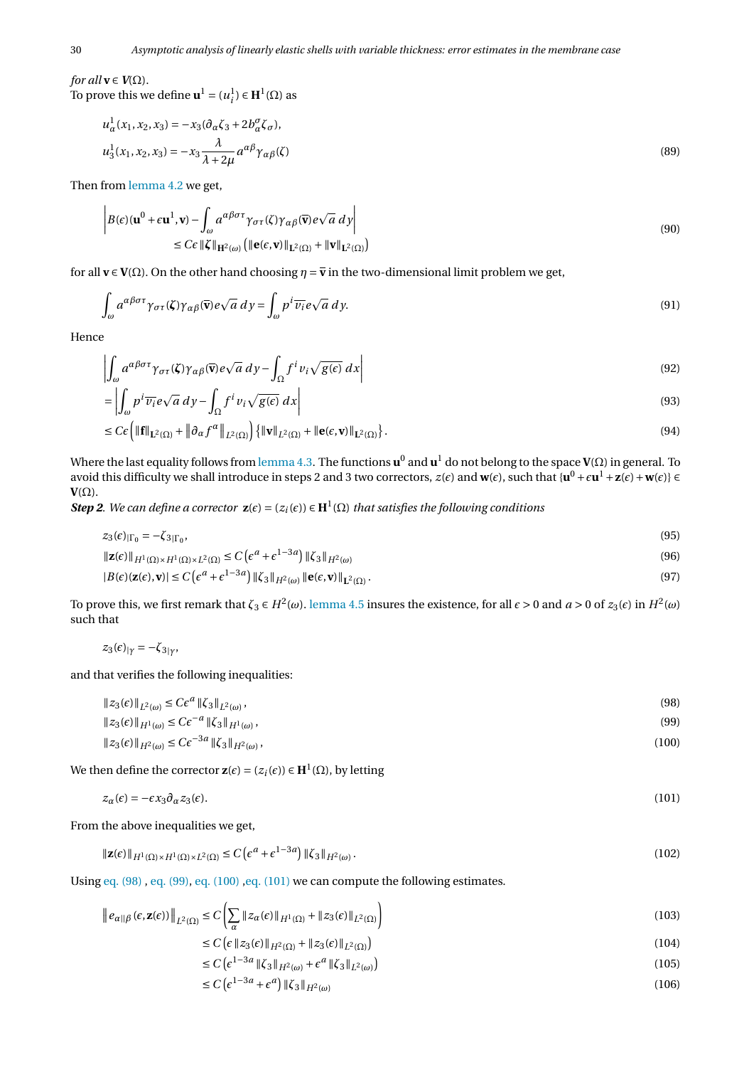*for all* $\mathbf{v} \in \boldsymbol{V}(\Omega)$.
To prove this we define $\mathbf{u}^1 = (u_i^1) \in \mathbf{H}^1(\Omega)$ as

$$
\begin{aligned}
& u_\alpha^1(x_1, x_2, x_3) = -x_3(\partial_\alpha \zeta_3 + 2b_\alpha^\sigma \zeta_\sigma), \\
& u_3^1(x_1, x_2, x_3) = -x_3 \frac{\lambda}{\lambda + 2\mu} a^{\alpha\beta} \gamma_{\alpha\beta}(\zeta)
\end{aligned} \tag{89}
$$

Then from lemma 4.2 we get,

$$
\begin{aligned}
&\left| B(\epsilon)(\mathbf{u}^0 + \epsilon \mathbf{u}^1, \mathbf{v}) - \int_\omega a^{\alpha\beta\sigma\tau} \gamma_{\sigma\tau}(\zeta) \gamma_{\alpha\beta}(\overline{\mathbf{v}}) e\sqrt{a}\, dy \right| \\
&\qquad \leq C\epsilon \|\boldsymbol{\zeta}\|_{\mathbf{H}^2(\omega)} \left( \|\mathbf{e}(\epsilon, \mathbf{v})\|_{\mathbf{L}^2(\Omega)} + \|\mathbf{v}\|_{\mathbf{L}^2(\Omega)} \right)
\end{aligned} \tag{90}
$$

for all $\mathbf{v} \in \mathbf{V}(\Omega)$. On the other hand choosing $\eta = \overline{\mathbf{v}}$ in the two-dimensional limit problem we get,

$$
\int_\omega a^{\alpha\beta\sigma\tau} \gamma_{\sigma\tau}(\boldsymbol{\zeta}) \gamma_{\alpha\beta}(\overline{\mathbf{v}}) e\sqrt{a}\, dy = \int_\omega p^i \overline{v_i} e\sqrt{a}\, dy. \tag{91}
$$

Hence

$$
\left| \int_\omega a^{\alpha\beta\sigma\tau} \gamma_{\sigma\tau}(\boldsymbol{\zeta}) \gamma_{\alpha\beta}(\overline{\mathbf{v}}) e\sqrt{a}\, dy - \int_\Omega f^i v_i \sqrt{g(\epsilon)}\, dx \right| \tag{92}
$$

$$
= \left| \int_\omega p^i \overline{v_i} e\sqrt{a}\, dy - \int_\Omega f^i v_i \sqrt{g(\epsilon)}\, dx \right| \tag{93}
$$

$$
\leq C\epsilon \left( \|\mathbf{f}\|_{\mathbf{L}^2(\Omega)} + \left\| \partial_\alpha f^\alpha \right\|_{L^2(\Omega)} \right) \left\{ \|\mathbf{v}\|_{L^2(\Omega)} + \|\mathbf{e}(\epsilon, \mathbf{v})\|_{\mathbf{L}^2(\Omega)} \right\}. \tag{94}
$$

Where the last equality follows from lemma 4.3. The functions $\mathbf{u}^0$ and $\mathbf{u}^1$ do not belong to the space $\mathbf{V}(\Omega)$ in general. To avoid this difficulty we shall introduce in steps 2 and 3 two correctors, $z(\epsilon)$ and $\mathbf{w}(\epsilon)$, such that $\{\mathbf{u}^0 + \epsilon \mathbf{u}^1 + \mathbf{z}(\epsilon) + \mathbf{w}(\epsilon)\} \in \mathbf{V}(\Omega)$.

***Step 2****. We can define a corrector* $\mathbf{z}(\epsilon) = (z_i(\epsilon)) \in \mathbf{H}^1(\Omega)$ *that satisfies the following conditions*

$$
z_3(\epsilon)_{|\Gamma_0} = -\zeta_{3|\Gamma_0}, \tag{95}
$$

$$
\|\mathbf{z}(\epsilon)\|_{H^1(\Omega)\times H^1(\Omega)\times L^2(\Omega)} \leq C\left(\epsilon^a + \epsilon^{1-3a}\right) \|\zeta_3\|_{H^2(\omega)} \tag{96}
$$

$$
|B(\epsilon)(\mathbf{z}(\epsilon), \mathbf{v})| \leq C\left(\epsilon^a + \epsilon^{1-3a}\right) \|\zeta_3\|_{H^2(\omega)} \|\mathbf{e}(\epsilon, \mathbf{v})\|_{\mathbf{L}^2(\Omega)}. \tag{97}
$$

To prove this, we first remark that $\zeta_3 \in H^2(\omega)$. lemma 4.5 insures the existence, for all $\epsilon > 0$ and $a > 0$ of $z_3(\epsilon)$ in $H^2(\omega)$ such that

$$
z_3(\epsilon)_{|\gamma} = -\zeta_{3|\gamma},
$$

and that verifies the following inequalities:

$$
\|z_3(\epsilon)\|_{L^2(\omega)} \leq C\epsilon^a \|\zeta_3\|_{L^2(\omega)}, \tag{98}
$$

$$
\|z_3(\epsilon)\|_{H^1(\omega)} \leq C\epsilon^{-a} \|\zeta_3\|_{H^1(\omega)}, \tag{99}
$$

$$
\|z_3(\epsilon)\|_{H^2(\omega)} \leq C\epsilon^{-3a} \|\zeta_3\|_{H^2(\omega)}, \tag{100}
$$

We then define the corrector $\mathbf{z}(\epsilon) = (z_i(\epsilon)) \in \mathbf{H}^1(\Omega)$, by letting

$$
z_\alpha(\epsilon) = -\epsilon x_3 \partial_\alpha z_3(\epsilon). \tag{101}
$$

From the above inequalities we get,

$$
\|\mathbf{z}(\epsilon)\|_{H^1(\Omega)\times H^1(\Omega)\times L^2(\Omega)} \leq C\left(\epsilon^a + \epsilon^{1-3a}\right) \|\zeta_3\|_{H^2(\omega)}. \tag{102}
$$

Using eq. (98) , eq. (99), eq. (100) ,eq. (101) we can compute the following estimates.

$$
\left\| e_{\alpha\|\beta}(\epsilon, \mathbf{z}(\epsilon)) \right\|_{L^2(\Omega)} \leq C\left( \sum_\alpha \|z_\alpha(\epsilon)\|_{H^1(\Omega)} + \|z_3(\epsilon)\|_{L^2(\Omega)} \right) \tag{103}
$$

$$
\leq C\left( \epsilon \|z_3(\epsilon)\|_{H^2(\Omega)} + \|z_3(\epsilon)\|_{L^2(\Omega)} \right) \tag{104}
$$

$$
\leq C\left( \epsilon^{1-3a} \|\zeta_3\|_{H^2(\omega)} + \epsilon^a \|\zeta_3\|_{L^2(\omega)} \right) \tag{105}
$$

$$
\leq C\left( \epsilon^{1-3a} + \epsilon^a \right) \|\zeta_3\|_{H^2(\omega)} \tag{106}
$$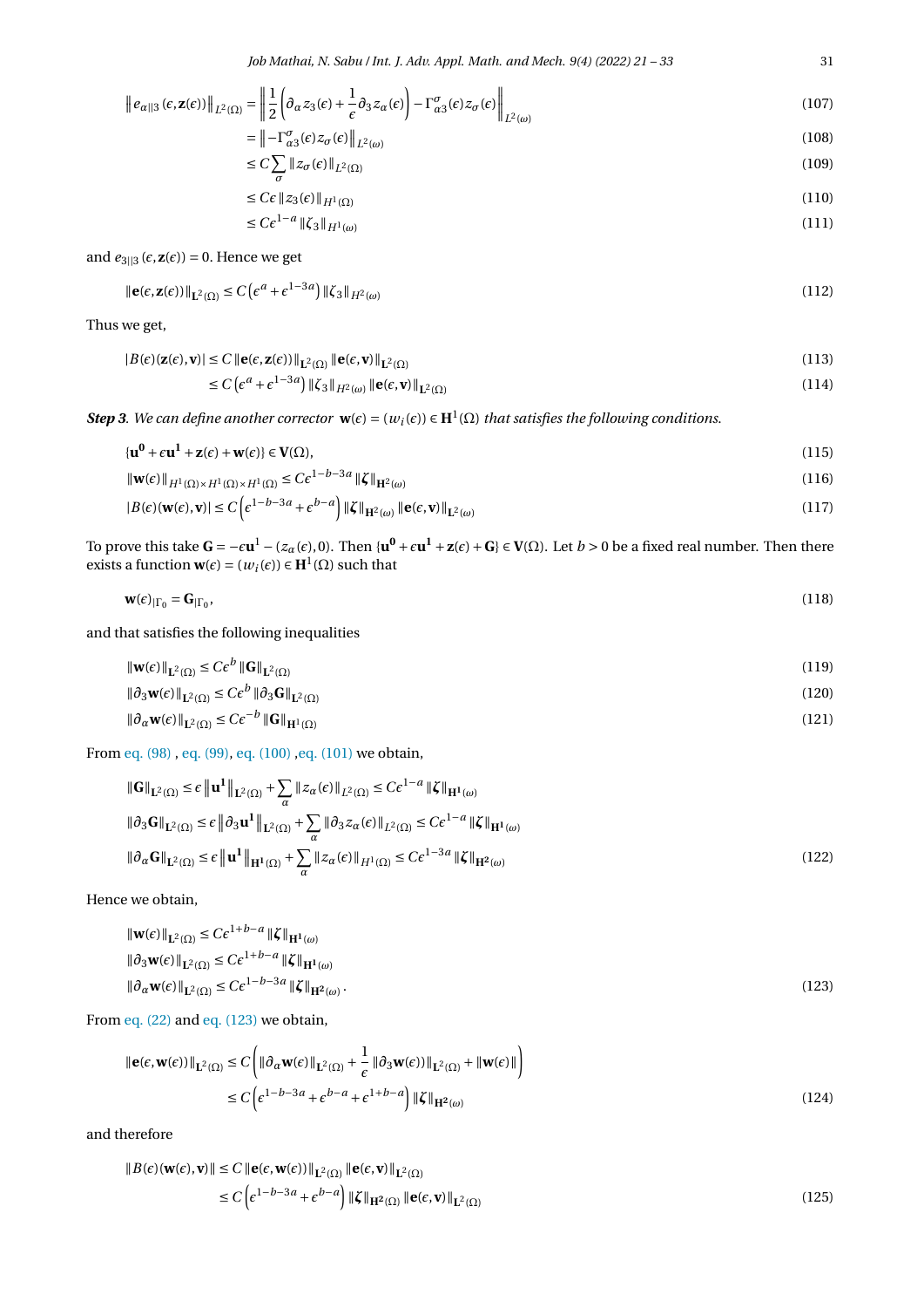$$
\begin{aligned}
\left\| e_{\alpha\|3}(\epsilon, \mathbf{z}(\epsilon)) \right\|_{L^2(\Omega)} &= \left\| \frac{1}{2}\left(\partial_\alpha z_3(\epsilon) + \frac{1}{\epsilon}\partial_3 z_\alpha(\epsilon)\right) - \Gamma^\sigma_{\alpha 3}(\epsilon) z_\sigma(\epsilon) \right\|_{L^2(\omega)} && (107)\\
&= \left\| -\Gamma^\sigma_{\alpha 3}(\epsilon) z_\sigma(\epsilon) \right\|_{L^2(\omega)} && (108)\\
&\leq C \sum_\sigma \| z_\sigma(\epsilon) \|_{L^2(\Omega)} && (109)\\
&\leq C\epsilon \| z_3(\epsilon) \|_{H^1(\Omega)} && (110)\\
&\leq C\epsilon^{1-a} \| \zeta_3 \|_{H^1(\omega)} && (111)
\end{aligned}
$$

and $e_{3\|3}(\epsilon, \mathbf{z}(\epsilon)) = 0$. Hence we get

$$
\| \mathbf{e}(\epsilon, \mathbf{z}(\epsilon)) \|_{\mathbf{L}^2(\Omega)} \leq C\left(\epsilon^a + \epsilon^{1-3a}\right) \| \zeta_3 \|_{H^2(\omega)} \tag{112}
$$

Thus we get,

$$
\begin{aligned}
|B(\epsilon)(\mathbf{z}(\epsilon), \mathbf{v})| &\leq C \| \mathbf{e}(\epsilon, \mathbf{z}(\epsilon)) \|_{\mathbf{L}^2(\Omega)} \| \mathbf{e}(\epsilon, \mathbf{v}) \|_{\mathbf{L}^2(\Omega)} && (113)\\
&\leq C\left(\epsilon^a + \epsilon^{1-3a}\right) \| \zeta_3 \|_{H^2(\omega)} \| \mathbf{e}(\epsilon, \mathbf{v}) \|_{\mathbf{L}^2(\Omega)} && (114)
\end{aligned}
$$

***Step 3***. *We can define another corrector* $\mathbf{w}(\epsilon) = (w_i(\epsilon)) \in \mathbf{H}^1(\Omega)$ *that satisfies the following conditions.*

$$
\{\mathbf{u^0} + \epsilon \mathbf{u^1} + \mathbf{z}(\epsilon) + \mathbf{w}(\epsilon)\} \in \mathbf{V}(\Omega), \tag{115}
$$

$$
\| \mathbf{w}(\epsilon) \|_{H^1(\Omega)\times H^1(\Omega)\times H^1(\Omega)} \leq C\epsilon^{1-b-3a} \| \boldsymbol{\zeta} \|_{\mathbf{H}^2(\omega)} \tag{116}
$$

$$
|B(\epsilon)(\mathbf{w}(\epsilon), \mathbf{v})| \leq C\left(\epsilon^{1-b-3a} + \epsilon^{b-a}\right) \| \boldsymbol{\zeta} \|_{\mathbf{H}^2(\omega)} \| \mathbf{e}(\epsilon, \mathbf{v}) \|_{\mathbf{L}^2(\omega)} \tag{117}
$$

To prove this take $\mathbf{G} = -\epsilon \mathbf{u}^1 - (z_\alpha(\epsilon), 0)$. Then $\{\mathbf{u^0} + \epsilon\mathbf{u^1} + \mathbf{z}(\epsilon) + \mathbf{G}\} \in \mathbf{V}(\Omega)$. Let $b > 0$ be a fixed real number. Then there exists a function $\mathbf{w}(\epsilon) = (w_i(\epsilon)) \in \mathbf{H}^1(\Omega)$ such that

$$
\mathbf{w}(\epsilon)_{|\Gamma_0} = \mathbf{G}_{|\Gamma_0}, \tag{118}
$$

and that satisfies the following inequalities

$$
\| \mathbf{w}(\epsilon) \|_{\mathbf{L}^2(\Omega)} \leq C\epsilon^b \| \mathbf{G} \|_{\mathbf{L}^2(\Omega)} \tag{119}
$$

$$
\| \partial_3 \mathbf{w}(\epsilon) \|_{\mathbf{L}^2(\Omega)} \leq C\epsilon^b \| \partial_3 \mathbf{G} \|_{\mathbf{L}^2(\Omega)} \tag{120}
$$

$$
\| \partial_\alpha \mathbf{w}(\epsilon) \|_{\mathbf{L}^2(\Omega)} \leq C\epsilon^{-b} \| \mathbf{G} \|_{\mathbf{H^1}(\Omega)} \tag{121}
$$

From eq. (98) , eq. (99), eq. (100) ,eq. (101) we obtain,

$$
\begin{aligned}
&\| \mathbf{G} \|_{\mathbf{L}^2(\Omega)} \leq \epsilon \left\| \mathbf{u^1} \right\|_{\mathbf{L}^2(\Omega)} + \sum_\alpha \| z_\alpha(\epsilon) \|_{L^2(\Omega)} \leq C\epsilon^{1-a} \| \boldsymbol{\zeta} \|_{\mathbf{H^1}(\omega)}\\
&\| \partial_3 \mathbf{G} \|_{\mathbf{L}^2(\Omega)} \leq \epsilon \left\| \partial_3 \mathbf{u^1} \right\|_{\mathbf{L}^2(\Omega)} + \sum_\alpha \| \partial_3 z_\alpha(\epsilon) \|_{L^2(\Omega)} \leq C\epsilon^{1-a} \| \boldsymbol{\zeta} \|_{\mathbf{H^1}(\omega)}\\
&\| \partial_\alpha \mathbf{G} \|_{\mathbf{L}^2(\Omega)} \leq \epsilon \left\| \mathbf{u^1} \right\|_{\mathbf{H^1}(\Omega)} + \sum_\alpha \| z_\alpha(\epsilon) \|_{H^1(\Omega)} \leq C\epsilon^{1-3a} \| \boldsymbol{\zeta} \|_{\mathbf{H^2}(\omega)}
\end{aligned} \tag{122}
$$

Hence we obtain,

$$
\begin{aligned}
&\| \mathbf{w}(\epsilon) \|_{\mathbf{L}^2(\Omega)} \leq C\epsilon^{1+b-a} \| \boldsymbol{\zeta} \|_{\mathbf{H^1}(\omega)}\\
&\| \partial_3 \mathbf{w}(\epsilon) \|_{\mathbf{L}^2(\Omega)} \leq C\epsilon^{1+b-a} \| \boldsymbol{\zeta} \|_{\mathbf{H^1}(\omega)}\\
&\| \partial_\alpha \mathbf{w}(\epsilon) \|_{\mathbf{L}^2(\Omega)} \leq C\epsilon^{1-b-3a} \| \boldsymbol{\zeta} \|_{\mathbf{H^2}(\omega)}.
\end{aligned} \tag{123}
$$

From eq. (22) and eq. (123) we obtain,

$$
\begin{aligned}
\| \mathbf{e}(\epsilon, \mathbf{w}(\epsilon)) \|_{\mathbf{L}^2(\Omega)} &\leq C\left( \| \partial_\alpha \mathbf{w}(\epsilon) \|_{\mathbf{L}^2(\Omega)} + \frac{1}{\epsilon} \| \partial_3 \mathbf{w}(\epsilon)) \|_{\mathbf{L}^2(\Omega)} + \| \mathbf{w}(\epsilon) \| \right)\\
&\leq C\left( \epsilon^{1-b-3a} + \epsilon^{b-a} + \epsilon^{1+b-a} \right) \| \boldsymbol{\zeta} \|_{\mathbf{H^2}(\omega)}
\end{aligned} \tag{124}
$$

and therefore

$$
\begin{aligned}
\| B(\epsilon)(\mathbf{w}(\epsilon), \mathbf{v}) \| &\leq C \| \mathbf{e}(\epsilon, \mathbf{w}(\epsilon)) \|_{\mathbf{L}^2(\Omega)} \| \mathbf{e}(\epsilon, \mathbf{v}) \|_{\mathbf{L}^2(\Omega)}\\
&\leq C\left( \epsilon^{1-b-3a} + \epsilon^{b-a} \right) \| \boldsymbol{\zeta} \|_{\mathbf{H^2}(\Omega)} \| \mathbf{e}(\epsilon, \mathbf{v}) \|_{\mathbf{L}^2(\Omega)}
\end{aligned} \tag{125}
$$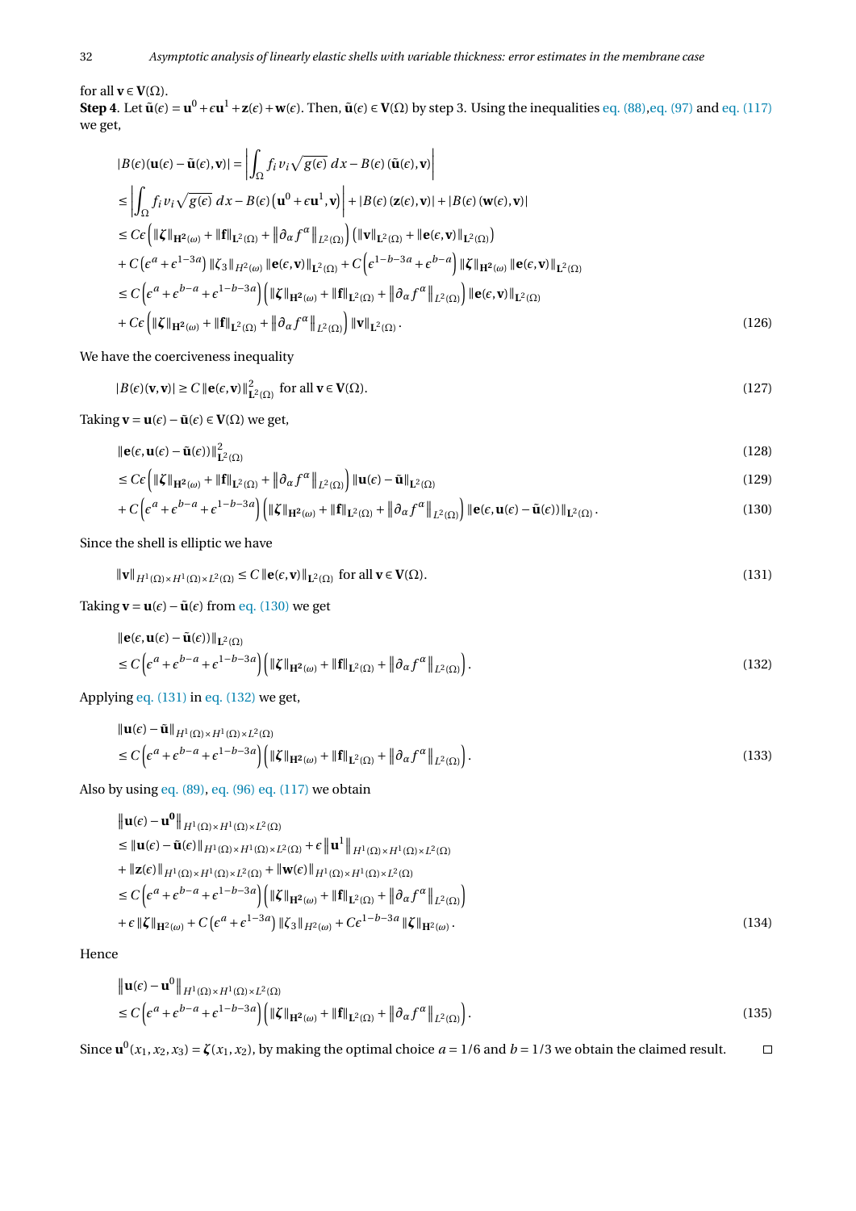for all $\mathbf{v} \in \mathbf{V}(\Omega)$.

**Step 4**. Let $\tilde{\mathbf{u}}(\epsilon) = \mathbf{u}^0 + \epsilon \mathbf{u}^1 + \mathbf{z}(\epsilon) + \mathbf{w}(\epsilon)$. Then, $\tilde{\mathbf{u}}(\epsilon) \in \mathbf{V}(\Omega)$ by step 3. Using the inequalities eq. (88),eq. (97) and eq. (117) we get,

$$
\begin{aligned}
&|B(\epsilon)(\mathbf{u}(\epsilon) - \tilde{\mathbf{u}}(\epsilon), \mathbf{v})| = \left| \int_\Omega f_i v_i \sqrt{g(\epsilon)}\, dx - B(\epsilon)\left(\tilde{\mathbf{u}}(\epsilon), \mathbf{v}\right) \right| \\
&\leq \left| \int_\Omega f_i v_i \sqrt{g(\epsilon)}\, dx - B(\epsilon)\left(\mathbf{u}^0 + \epsilon \mathbf{u}^1, \mathbf{v}\right) \right| + |B(\epsilon)\left(\mathbf{z}(\epsilon), \mathbf{v}\right)| + |B(\epsilon)\left(\mathbf{w}(\epsilon), \mathbf{v}\right)| \\
&\leq C\epsilon \left( \|\boldsymbol{\zeta}\|_{\mathbf{H}^2(\omega)} + \|\mathbf{f}\|_{\mathbf{L}^2(\Omega)} + \left\|\partial_\alpha f^\alpha\right\|_{L^2(\Omega)} \right) \left( \|\mathbf{v}\|_{\mathbf{L}^2(\Omega)} + \|\mathbf{e}(\epsilon, \mathbf{v})\|_{\mathbf{L}^2(\Omega)} \right) \\
&+ C\left(\epsilon^a + \epsilon^{1-3a}\right) \|\zeta_3\|_{H^2(\omega)} \|\mathbf{e}(\epsilon, \mathbf{v})\|_{\mathbf{L}^2(\Omega)} + C\left(\epsilon^{1-b-3a} + \epsilon^{b-a}\right) \|\boldsymbol{\zeta}\|_{\mathbf{H}^2(\omega)} \|\mathbf{e}(\epsilon, \mathbf{v})\|_{\mathbf{L}^2(\Omega)} \\
&\leq C\left(\epsilon^a + \epsilon^{b-a} + \epsilon^{1-b-3a}\right) \left( \|\boldsymbol{\zeta}\|_{\mathbf{H}^2(\omega)} + \|\mathbf{f}\|_{\mathbf{L}^2(\Omega)} + \left\|\partial_\alpha f^\alpha\right\|_{L^2(\Omega)} \right) \|\mathbf{e}(\epsilon, \mathbf{v})\|_{\mathbf{L}^2(\Omega)} \\
&+ C\epsilon \left( \|\boldsymbol{\zeta}\|_{\mathbf{H}^2(\omega)} + \|\mathbf{f}\|_{\mathbf{L}^2(\Omega)} + \left\|\partial_\alpha f^\alpha\right\|_{L^2(\Omega)} \right) \|\mathbf{v}\|_{\mathbf{L}^2(\Omega)}.
\end{aligned} \tag{126}
$$

We have the coerciveness inequality

$$
|B(\epsilon)(\mathbf{v}, \mathbf{v})| \geq C \|\mathbf{e}(\epsilon, \mathbf{v})\|^2_{\mathbf{L}^2(\Omega)} \text{ for all } \mathbf{v} \in \mathbf{V}(\Omega). \tag{127}
$$

Taking $\mathbf{v} = \mathbf{u}(\epsilon) - \tilde{\mathbf{u}}(\epsilon) \in \mathbf{V}(\Omega)$ we get,

$$
\|\mathbf{e}(\epsilon, \mathbf{u}(\epsilon) - \tilde{\mathbf{u}}(\epsilon))\|^2_{\mathbf{L}^2(\Omega)} \tag{128}
$$

$$
\leq C\epsilon \left( \|\boldsymbol{\zeta}\|_{\mathbf{H}^2(\omega)} + \|\mathbf{f}\|_{\mathbf{L}^2(\Omega)} + \left\|\partial_\alpha f^\alpha\right\|_{L^2(\Omega)} \right) \|\mathbf{u}(\epsilon) - \tilde{\mathbf{u}}\|_{\mathbf{L}^2(\Omega)} \tag{129}
$$

$$
+ C\left(\epsilon^a + \epsilon^{b-a} + \epsilon^{1-b-3a}\right) \left( \|\boldsymbol{\zeta}\|_{\mathbf{H}^2(\omega)} + \|\mathbf{f}\|_{\mathbf{L}^2(\Omega)} + \left\|\partial_\alpha f^\alpha\right\|_{L^2(\Omega)} \right) \|\mathbf{e}(\epsilon, \mathbf{u}(\epsilon) - \tilde{\mathbf{u}}(\epsilon))\|_{\mathbf{L}^2(\Omega)}. \tag{130}
$$

Since the shell is elliptic we have

$$
\|\mathbf{v}\|_{H^1(\Omega)\times H^1(\Omega)\times L^2(\Omega)} \leq C \|\mathbf{e}(\epsilon, \mathbf{v})\|_{\mathbf{L}^2(\Omega)} \text{ for all } \mathbf{v} \in \mathbf{V}(\Omega). \tag{131}
$$

Taking $\mathbf{v} = \mathbf{u}(\epsilon) - \tilde{\mathbf{u}}(\epsilon)$ from eq. (130) we get

$$
\begin{aligned}
&\|\mathbf{e}(\epsilon, \mathbf{u}(\epsilon) - \tilde{\mathbf{u}}(\epsilon))\|_{\mathbf{L}^2(\Omega)} \\
&\leq C\left(\epsilon^a + \epsilon^{b-a} + \epsilon^{1-b-3a}\right) \left( \|\boldsymbol{\zeta}\|_{\mathbf{H}^2(\omega)} + \|\mathbf{f}\|_{\mathbf{L}^2(\Omega)} + \left\|\partial_\alpha f^\alpha\right\|_{L^2(\Omega)} \right).
\end{aligned} \tag{132}
$$

Applying eq. (131) in eq. (132) we get,

$$
\begin{aligned}
&\|\mathbf{u}(\epsilon) - \tilde{\mathbf{u}}\|_{H^1(\Omega)\times H^1(\Omega)\times L^2(\Omega)} \\
&\leq C\left(\epsilon^a + \epsilon^{b-a} + \epsilon^{1-b-3a}\right) \left( \|\boldsymbol{\zeta}\|_{\mathbf{H}^2(\omega)} + \|\mathbf{f}\|_{\mathbf{L}^2(\Omega)} + \left\|\partial_\alpha f^\alpha\right\|_{L^2(\Omega)} \right).
\end{aligned} \tag{133}
$$

Also by using eq. (89), eq. (96) eq. (117) we obtain

$$
\begin{aligned}
&\left\|\mathbf{u}(\epsilon) - \mathbf{u}^{\mathbf{0}}\right\|_{H^1(\Omega)\times H^1(\Omega)\times L^2(\Omega)} \\
&\leq \|\mathbf{u}(\epsilon) - \tilde{\mathbf{u}}(\epsilon)\|_{H^1(\Omega)\times H^1(\Omega)\times L^2(\Omega)} + \epsilon \left\|\mathbf{u}^1\right\|_{H^1(\Omega)\times H^1(\Omega)\times L^2(\Omega)} \\
&+ \|\mathbf{z}(\epsilon)\|_{H^1(\Omega)\times H^1(\Omega)\times L^2(\Omega)} + \|\mathbf{w}(\epsilon)\|_{H^1(\Omega)\times H^1(\Omega)\times L^2(\Omega)} \\
&\leq C\left(\epsilon^a + \epsilon^{b-a} + \epsilon^{1-b-3a}\right) \left( \|\boldsymbol{\zeta}\|_{\mathbf{H}^2(\omega)} + \|\mathbf{f}\|_{\mathbf{L}^2(\Omega)} + \left\|\partial_\alpha f^\alpha\right\|_{L^2(\Omega)} \right) \\
&+ \epsilon \|\boldsymbol{\zeta}\|_{\mathbf{H}^2(\omega)} + C\left(\epsilon^a + \epsilon^{1-3a}\right) \|\zeta_3\|_{H^2(\omega)} + C\epsilon^{1-b-3a} \|\boldsymbol{\zeta}\|_{\mathbf{H}^2(\omega)}.
\end{aligned} \tag{134}
$$

Hence

$$
\begin{aligned}
&\left\|\mathbf{u}(\epsilon) - \mathbf{u}^0\right\|_{H^1(\Omega)\times H^1(\Omega)\times L^2(\Omega)} \\
&\leq C\left(\epsilon^a + \epsilon^{b-a} + \epsilon^{1-b-3a}\right) \left( \|\boldsymbol{\zeta}\|_{\mathbf{H}^2(\omega)} + \|\mathbf{f}\|_{\mathbf{L}^2(\Omega)} + \left\|\partial_\alpha f^\alpha\right\|_{L^2(\Omega)} \right).
\end{aligned} \tag{135}
$$

Since $\mathbf{u}^0(x_1, x_2, x_3) = \boldsymbol{\zeta}(x_1, x_2)$, by making the optimal choice $a = 1/6$ and $b = 1/3$ we obtain the claimed result. $\square$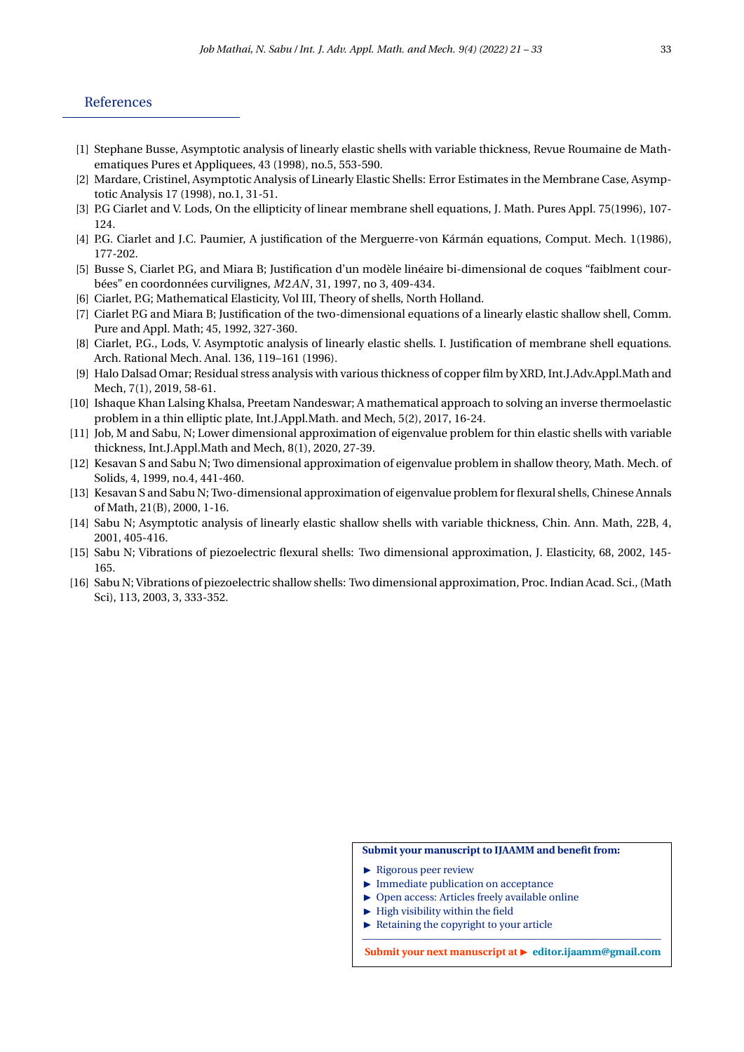## References

[1] Stephane Busse, Asymptotic analysis of linearly elastic shells with variable thickness, Revue Roumaine de Mathematiques Pures et Appliquees, 43 (1998), no.5, 553-590.

[2] Mardare, Cristinel, Asymptotic Analysis of Linearly Elastic Shells: Error Estimates in the Membrane Case, Asymptotic Analysis 17 (1998), no.1, 31-51.

[3] P.G Ciarlet and V. Lods, On the ellipticity of linear membrane shell equations, J. Math. Pures Appl. 75(1996), 107-124.

[4] P.G. Ciarlet and J.C. Paumier, A justification of the Merguerre-von Kármán equations, Comput. Mech. 1(1986), 177-202.

[5] Busse S, Ciarlet P.G, and Miara B; Justification d'un modèle linéaire bi-dimensional de coques "faiblment courbées" en coordonnées curvilignes, *M2AN*, 31, 1997, no 3, 409-434.

[6] Ciarlet, P.G; Mathematical Elasticity, Vol III, Theory of shells, North Holland.

[7] Ciarlet P.G and Miara B; Justification of the two-dimensional equations of a linearly elastic shallow shell, Comm. Pure and Appl. Math; 45, 1992, 327-360.

[8] Ciarlet, P.G., Lods, V. Asymptotic analysis of linearly elastic shells. I. Justification of membrane shell equations. Arch. Rational Mech. Anal. 136, 119–161 (1996).

[9] Halo Dalsad Omar; Residual stress analysis with various thickness of copper film by XRD, Int.J.Adv.Appl.Math and Mech, 7(1), 2019, 58-61.

[10] Ishaque Khan Lalsing Khalsa, Preetam Nandeswar; A mathematical approach to solving an inverse thermoelastic problem in a thin elliptic plate, Int.J.Appl.Math. and Mech, 5(2), 2017, 16-24.

[11] Job, M and Sabu, N; Lower dimensional approximation of eigenvalue problem for thin elastic shells with variable thickness, Int.J.Appl.Math and Mech, 8(1), 2020, 27-39.

[12] Kesavan S and Sabu N; Two dimensional approximation of eigenvalue problem in shallow theory, Math. Mech. of Solids, 4, 1999, no.4, 441-460.

[13] Kesavan S and Sabu N; Two-dimensional approximation of eigenvalue problem for flexural shells, Chinese Annals of Math, 21(B), 2000, 1-16.

[14] Sabu N; Asymptotic analysis of linearly elastic shallow shells with variable thickness, Chin. Ann. Math, 22B, 4, 2001, 405-416.

[15] Sabu N; Vibrations of piezoelectric flexural shells: Two dimensional approximation, J. Elasticity, 68, 2002, 145-165.

[16] Sabu N; Vibrations of piezoelectric shallow shells: Two dimensional approximation, Proc. Indian Acad. Sci., (Math Sci), 113, 2003, 3, 333-352.

**Submit your manuscript to IJAAMM and benefit from:**

- ► Rigorous peer review
- ► Immediate publication on acceptance
- ► Open access: Articles freely available online
- ► High visibility within the field
- ► Retaining the copyright to your article

**Submit your next manuscript at ► editor.ijaamm@gmail.com**